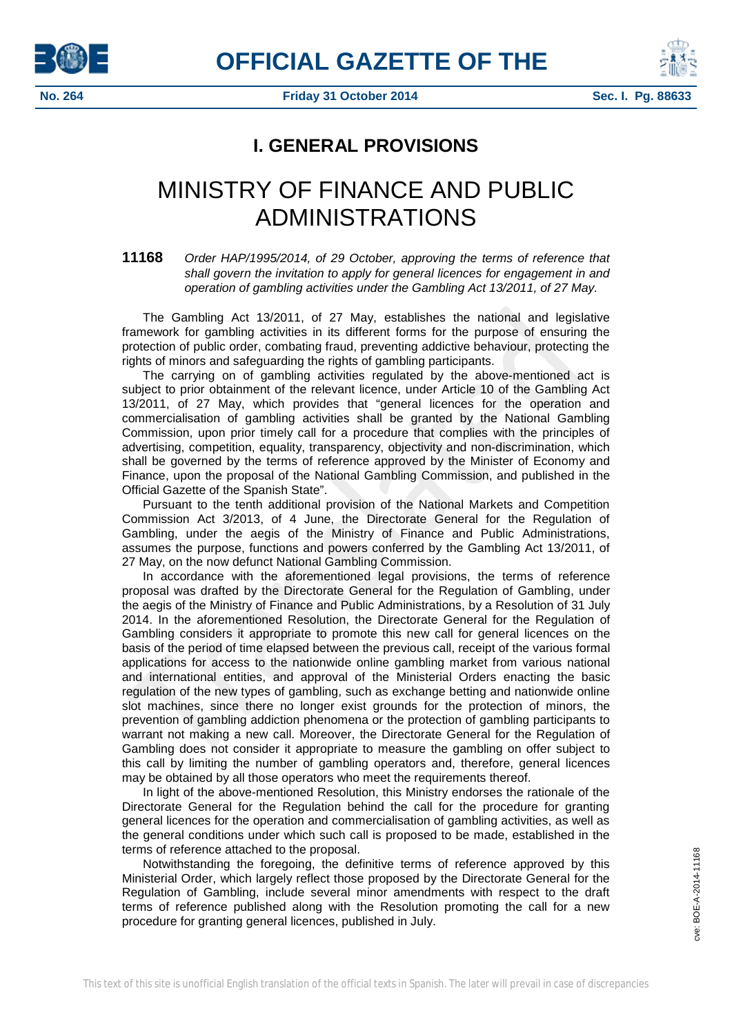# I. GENERAL PROVISIONS

# MINISTRY OF FINANCE AND PUBLIC ADMINISTRATIONS

**11168** *Order HAP/1995/2014, of 29 October, approving the terms of reference that shall govern the invitation to apply for general licences for engagement in and operation of gambling activities under the Gambling Act 13/2011, of 27 May.*

The Gambling Act 13/2011, of 27 May, establishes the national and legislative framework for gambling activities in its different forms for the purpose of ensuring the protection of public order, combating fraud, preventing addictive behaviour, protecting the rights of minors and safeguarding the rights of gambling participants.

The carrying on of gambling activities regulated by the above-mentioned act is subject to prior obtainment of the relevant licence, under Article 10 of the Gambling Act 13/2011, of 27 May, which provides that "general licences for the operation and commercialisation of gambling activities shall be granted by the National Gambling Commission, upon prior timely call for a procedure that complies with the principles of advertising, competition, equality, transparency, objectivity and non-discrimination, which shall be governed by the terms of reference approved by the Minister of Economy and Finance, upon the proposal of the National Gambling Commission, and published in the Official Gazette of the Spanish State".

Pursuant to the tenth additional provision of the National Markets and Competition Commission Act 3/2013, of 4 June, the Directorate General for the Regulation of Gambling, under the aegis of the Ministry of Finance and Public Administrations, assumes the purpose, functions and powers conferred by the Gambling Act 13/2011, of 27 May, on the now defunct National Gambling Commission.

In accordance with the aforementioned legal provisions, the terms of reference proposal was drafted by the Directorate General for the Regulation of Gambling, under the aegis of the Ministry of Finance and Public Administrations, by a Resolution of 31 July 2014. In the aforementioned Resolution, the Directorate General for the Regulation of Gambling considers it appropriate to promote this new call for general licences on the basis of the period of time elapsed between the previous call, receipt of the various formal applications for access to the nationwide online gambling market from various national and international entities, and approval of the Ministerial Orders enacting the basic regulation of the new types of gambling, such as exchange betting and nationwide online slot machines, since there no longer exist grounds for the protection of minors, the prevention of gambling addiction phenomena or the protection of gambling participants to warrant not making a new call. Moreover, the Directorate General for the Regulation of Gambling does not consider it appropriate to measure the gambling on offer subject to this call by limiting the number of gambling operators and, therefore, general licences may be obtained by all those operators who meet the requirements thereof.

In light of the above-mentioned Resolution, this Ministry endorses the rationale of the Directorate General for the Regulation behind the call for the procedure for granting general licences for the operation and commercialisation of gambling activities, as well as the general conditions under which such call is proposed to be made, established in the terms of reference attached to the proposal.

Notwithstanding the foregoing, the definitive terms of reference approved by this Ministerial Order, which largely reflect those proposed by the Directorate General for the Regulation of Gambling, include several minor amendments with respect to the draft terms of reference published along with the Resolution promoting the call for a new procedure for granting general licences, published in July.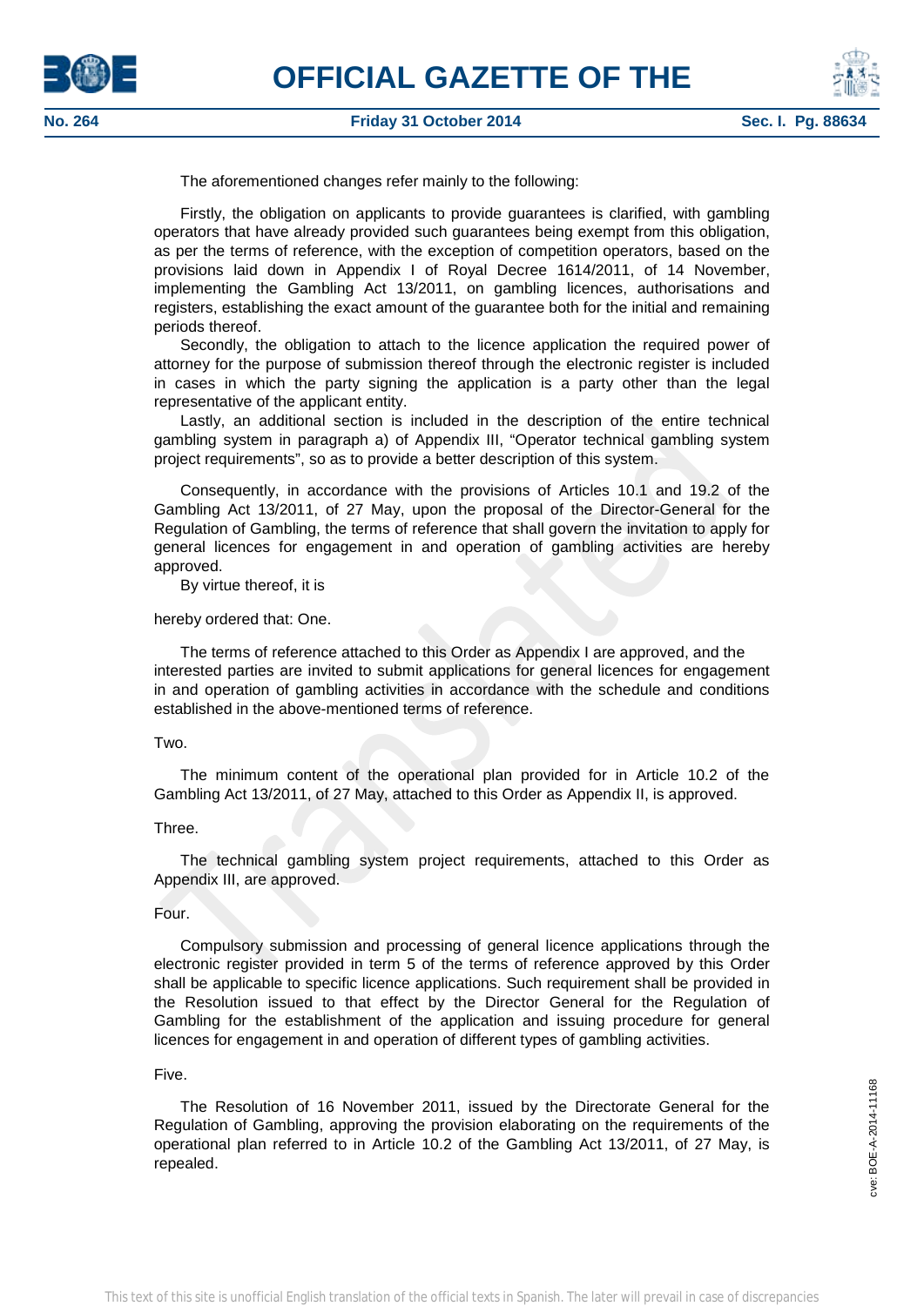The aforementioned changes refer mainly to the following:

Firstly, the obligation on applicants to provide guarantees is clarified, with gambling operators that have already provided such guarantees being exempt from this obligation, as per the terms of reference, with the exception of competition operators, based on the provisions laid down in Appendix I of Royal Decree 1614/2011, of 14 November, implementing the Gambling Act 13/2011, on gambling licences, authorisations and registers, establishing the exact amount of the guarantee both for the initial and remaining periods thereof.

Secondly, the obligation to attach to the licence application the required power of attorney for the purpose of submission thereof through the electronic register is included in cases in which the party signing the application is a party other than the legal representative of the applicant entity.

Lastly, an additional section is included in the description of the entire technical gambling system in paragraph a) of Appendix III, "Operator technical gambling system project requirements", so as to provide a better description of this system.

Consequently, in accordance with the provisions of Articles 10.1 and 19.2 of the Gambling Act 13/2011, of 27 May, upon the proposal of the Director-General for the Regulation of Gambling, the terms of reference that shall govern the invitation to apply for general licences for engagement in and operation of gambling activities are hereby approved.

By virtue thereof, it is

hereby ordered that: One.

The terms of reference attached to this Order as Appendix I are approved, and the interested parties are invited to submit applications for general licences for engagement in and operation of gambling activities in accordance with the schedule and conditions established in the above-mentioned terms of reference.

Two.

The minimum content of the operational plan provided for in Article 10.2 of the Gambling Act 13/2011, of 27 May, attached to this Order as Appendix II, is approved.

Three.

The technical gambling system project requirements, attached to this Order as Appendix III, are approved.

Four.

Compulsory submission and processing of general licence applications through the electronic register provided in term 5 of the terms of reference approved by this Order shall be applicable to specific licence applications. Such requirement shall be provided in the Resolution issued to that effect by the Director General for the Regulation of Gambling for the establishment of the application and issuing procedure for general licences for engagement in and operation of different types of gambling activities.

Five.

The Resolution of 16 November 2011, issued by the Directorate General for the Regulation of Gambling, approving the provision elaborating on the requirements of the operational plan referred to in Article 10.2 of the Gambling Act 13/2011, of 27 May, is repealed.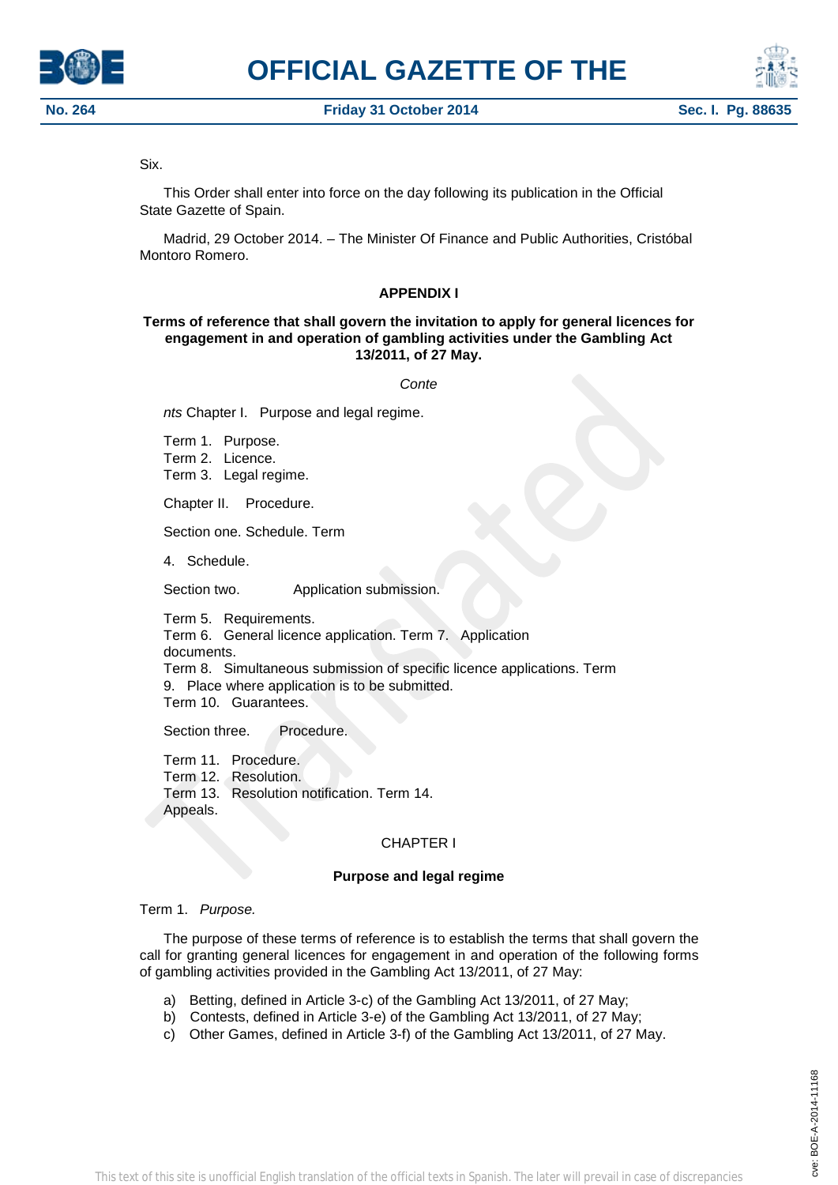Six.

This Order shall enter into force on the day following its publication in the Official State Gazette of Spain.

Madrid, 29 October 2014. – The Minister Of Finance and Public Authorities, Cristóbal Montoro Romero.

## APPENDIX I

### Terms of reference that shall govern the invitation to apply for general licences for engagement in and operation of gambling activities under the Gambling Act 13/2011, of 27 May.

*Conte*

*nts* Chapter I. Purpose and legal regime.

Term 1. Purpose.
Term 2. Licence.
Term 3. Legal regime.

Chapter II. Procedure.

Section one. Schedule. Term

4. Schedule.

Section two. Application submission.

Term 5. Requirements.
Term 6. General licence application. Term 7. Application documents.
Term 8. Simultaneous submission of specific licence applications. Term 9. Place where application is to be submitted.
Term 10. Guarantees.

Section three. Procedure.

Term 11. Procedure.
Term 12. Resolution.
Term 13. Resolution notification. Term 14. Appeals.

## CHAPTER I

### Purpose and legal regime

Term 1. *Purpose.*

The purpose of these terms of reference is to establish the terms that shall govern the call for granting general licences for engagement in and operation of the following forms of gambling activities provided in the Gambling Act 13/2011, of 27 May:

a) Betting, defined in Article 3-c) of the Gambling Act 13/2011, of 27 May;
b) Contests, defined in Article 3-e) of the Gambling Act 13/2011, of 27 May;
c) Other Games, defined in Article 3-f) of the Gambling Act 13/2011, of 27 May.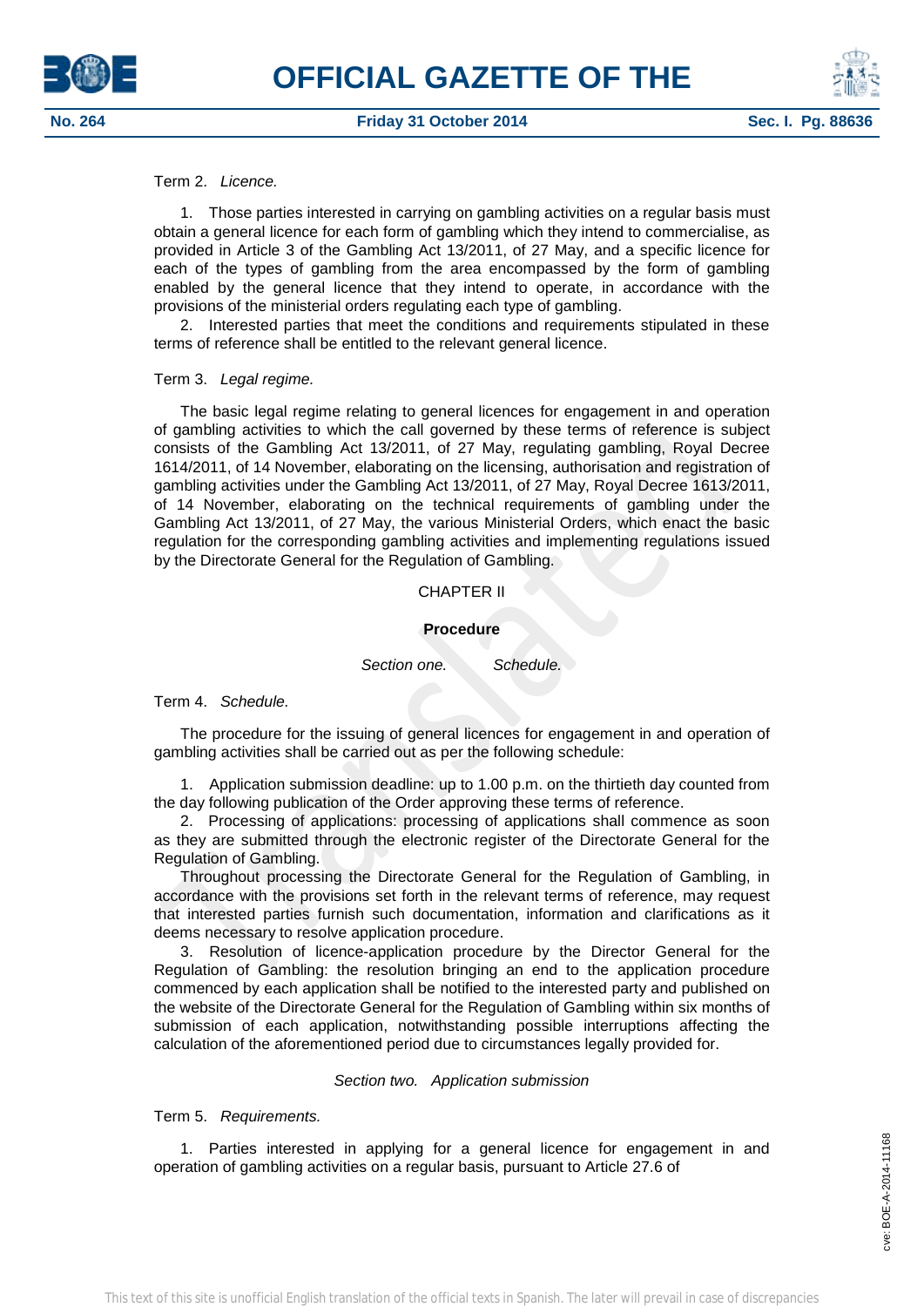Term 2. *Licence.*

1. Those parties interested in carrying on gambling activities on a regular basis must obtain a general licence for each form of gambling which they intend to commercialise, as provided in Article 3 of the Gambling Act 13/2011, of 27 May, and a specific licence for each of the types of gambling from the area encompassed by the form of gambling enabled by the general licence that they intend to operate, in accordance with the provisions of the ministerial orders regulating each type of gambling.

2. Interested parties that meet the conditions and requirements stipulated in these terms of reference shall be entitled to the relevant general licence.

Term 3. *Legal regime.*

The basic legal regime relating to general licences for engagement in and operation of gambling activities to which the call governed by these terms of reference is subject consists of the Gambling Act 13/2011, of 27 May, regulating gambling, Royal Decree 1614/2011, of 14 November, elaborating on the licensing, authorisation and registration of gambling activities under the Gambling Act 13/2011, of 27 May, Royal Decree 1613/2011, of 14 November, elaborating on the technical requirements of gambling under the Gambling Act 13/2011, of 27 May, the various Ministerial Orders, which enact the basic regulation for the corresponding gambling activities and implementing regulations issued by the Directorate General for the Regulation of Gambling.

## CHAPTER II

## Procedure

*Section one. Schedule.*

Term 4. *Schedule.*

The procedure for the issuing of general licences for engagement in and operation of gambling activities shall be carried out as per the following schedule:

1. Application submission deadline: up to 1.00 p.m. on the thirtieth day counted from the day following publication of the Order approving these terms of reference.

2. Processing of applications: processing of applications shall commence as soon as they are submitted through the electronic register of the Directorate General for the Regulation of Gambling.

Throughout processing the Directorate General for the Regulation of Gambling, in accordance with the provisions set forth in the relevant terms of reference, may request that interested parties furnish such documentation, information and clarifications as it deems necessary to resolve application procedure.

3. Resolution of licence-application procedure by the Director General for the Regulation of Gambling: the resolution bringing an end to the application procedure commenced by each application shall be notified to the interested party and published on the website of the Directorate General for the Regulation of Gambling within six months of submission of each application, notwithstanding possible interruptions affecting the calculation of the aforementioned period due to circumstances legally provided for.

*Section two. Application submission*

Term 5. *Requirements.*

1. Parties interested in applying for a general licence for engagement in and operation of gambling activities on a regular basis, pursuant to Article 27.6 of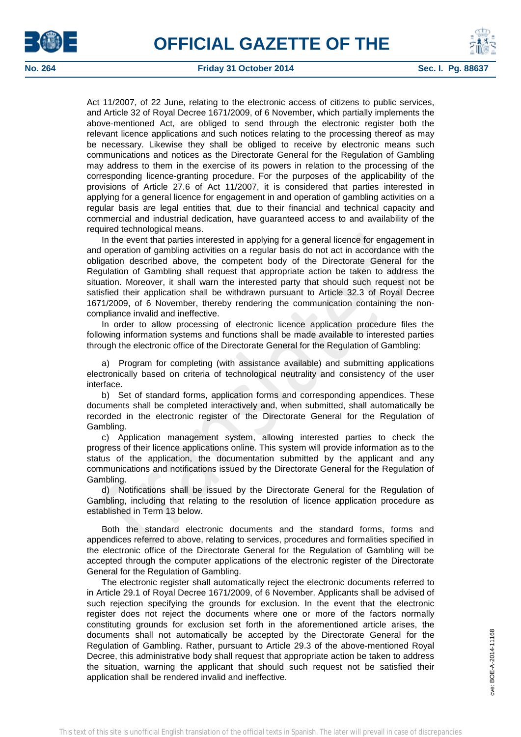Act 11/2007, of 22 June, relating to the electronic access of citizens to public services, and Article 32 of Royal Decree 1671/2009, of 6 November, which partially implements the above-mentioned Act, are obliged to send through the electronic register both the relevant licence applications and such notices relating to the processing thereof as may be necessary. Likewise they shall be obliged to receive by electronic means such communications and notices as the Directorate General for the Regulation of Gambling may address to them in the exercise of its powers in relation to the processing of the corresponding licence-granting procedure. For the purposes of the applicability of the provisions of Article 27.6 of Act 11/2007, it is considered that parties interested in applying for a general licence for engagement in and operation of gambling activities on a regular basis are legal entities that, due to their financial and technical capacity and commercial and industrial dedication, have guaranteed access to and availability of the required technological means.

In the event that parties interested in applying for a general licence for engagement in and operation of gambling activities on a regular basis do not act in accordance with the obligation described above, the competent body of the Directorate General for the Regulation of Gambling shall request that appropriate action be taken to address the situation. Moreover, it shall warn the interested party that should such request not be satisfied their application shall be withdrawn pursuant to Article 32.3 of Royal Decree 1671/2009, of 6 November, thereby rendering the communication containing the non-compliance invalid and ineffective.

In order to allow processing of electronic licence application procedure files the following information systems and functions shall be made available to interested parties through the electronic office of the Directorate General for the Regulation of Gambling:

a) Program for completing (with assistance available) and submitting applications electronically based on criteria of technological neutrality and consistency of the user interface.

b) Set of standard forms, application forms and corresponding appendices. These documents shall be completed interactively and, when submitted, shall automatically be recorded in the electronic register of the Directorate General for the Regulation of Gambling.

c) Application management system, allowing interested parties to check the progress of their licence applications online. This system will provide information as to the status of the application, the documentation submitted by the applicant and any communications and notifications issued by the Directorate General for the Regulation of Gambling.

d) Notifications shall be issued by the Directorate General for the Regulation of Gambling, including that relating to the resolution of licence application procedure as established in Term 13 below.

Both the standard electronic documents and the standard forms, forms and appendices referred to above, relating to services, procedures and formalities specified in the electronic office of the Directorate General for the Regulation of Gambling will be accepted through the computer applications of the electronic register of the Directorate General for the Regulation of Gambling.

The electronic register shall automatically reject the electronic documents referred to in Article 29.1 of Royal Decree 1671/2009, of 6 November. Applicants shall be advised of such rejection specifying the grounds for exclusion. In the event that the electronic register does not reject the documents where one or more of the factors normally constituting grounds for exclusion set forth in the aforementioned article arises, the documents shall not automatically be accepted by the Directorate General for the Regulation of Gambling. Rather, pursuant to Article 29.3 of the above-mentioned Royal Decree, this administrative body shall request that appropriate action be taken to address the situation, warning the applicant that should such request not be satisfied their application shall be rendered invalid and ineffective.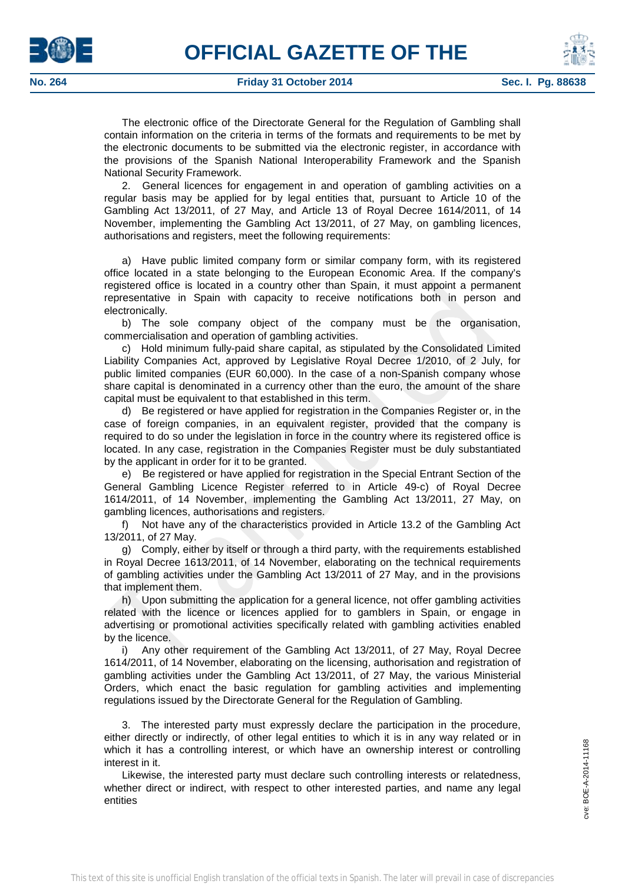The electronic office of the Directorate General for the Regulation of Gambling shall contain information on the criteria in terms of the formats and requirements to be met by the electronic documents to be submitted via the electronic register, in accordance with the provisions of the Spanish National Interoperability Framework and the Spanish National Security Framework.

2. General licences for engagement in and operation of gambling activities on a regular basis may be applied for by legal entities that, pursuant to Article 10 of the Gambling Act 13/2011, of 27 May, and Article 13 of Royal Decree 1614/2011, of 14 November, implementing the Gambling Act 13/2011, of 27 May, on gambling licences, authorisations and registers, meet the following requirements:

a) Have public limited company form or similar company form, with its registered office located in a state belonging to the European Economic Area. If the company's registered office is located in a country other than Spain, it must appoint a permanent representative in Spain with capacity to receive notifications both in person and electronically.

b) The sole company object of the company must be the organisation, commercialisation and operation of gambling activities.

c) Hold minimum fully-paid share capital, as stipulated by the Consolidated Limited Liability Companies Act, approved by Legislative Royal Decree 1/2010, of 2 July, for public limited companies (EUR 60,000). In the case of a non-Spanish company whose share capital is denominated in a currency other than the euro, the amount of the share capital must be equivalent to that established in this term.

d) Be registered or have applied for registration in the Companies Register or, in the case of foreign companies, in an equivalent register, provided that the company is required to do so under the legislation in force in the country where its registered office is located. In any case, registration in the Companies Register must be duly substantiated by the applicant in order for it to be granted.

e) Be registered or have applied for registration in the Special Entrant Section of the General Gambling Licence Register referred to in Article 49-c) of Royal Decree 1614/2011, of 14 November, implementing the Gambling Act 13/2011, 27 May, on gambling licences, authorisations and registers.

f) Not have any of the characteristics provided in Article 13.2 of the Gambling Act 13/2011, of 27 May.

g) Comply, either by itself or through a third party, with the requirements established in Royal Decree 1613/2011, of 14 November, elaborating on the technical requirements of gambling activities under the Gambling Act 13/2011 of 27 May, and in the provisions that implement them.

h) Upon submitting the application for a general licence, not offer gambling activities related with the licence or licences applied for to gamblers in Spain, or engage in advertising or promotional activities specifically related with gambling activities enabled by the licence.

i) Any other requirement of the Gambling Act 13/2011, of 27 May, Royal Decree 1614/2011, of 14 November, elaborating on the licensing, authorisation and registration of gambling activities under the Gambling Act 13/2011, of 27 May, the various Ministerial Orders, which enact the basic regulation for gambling activities and implementing regulations issued by the Directorate General for the Regulation of Gambling.

3. The interested party must expressly declare the participation in the procedure, either directly or indirectly, of other legal entities to which it is in any way related or in which it has a controlling interest, or which have an ownership interest or controlling interest in it.

Likewise, the interested party must declare such controlling interests or relatedness, whether direct or indirect, with respect to other interested parties, and name any legal entities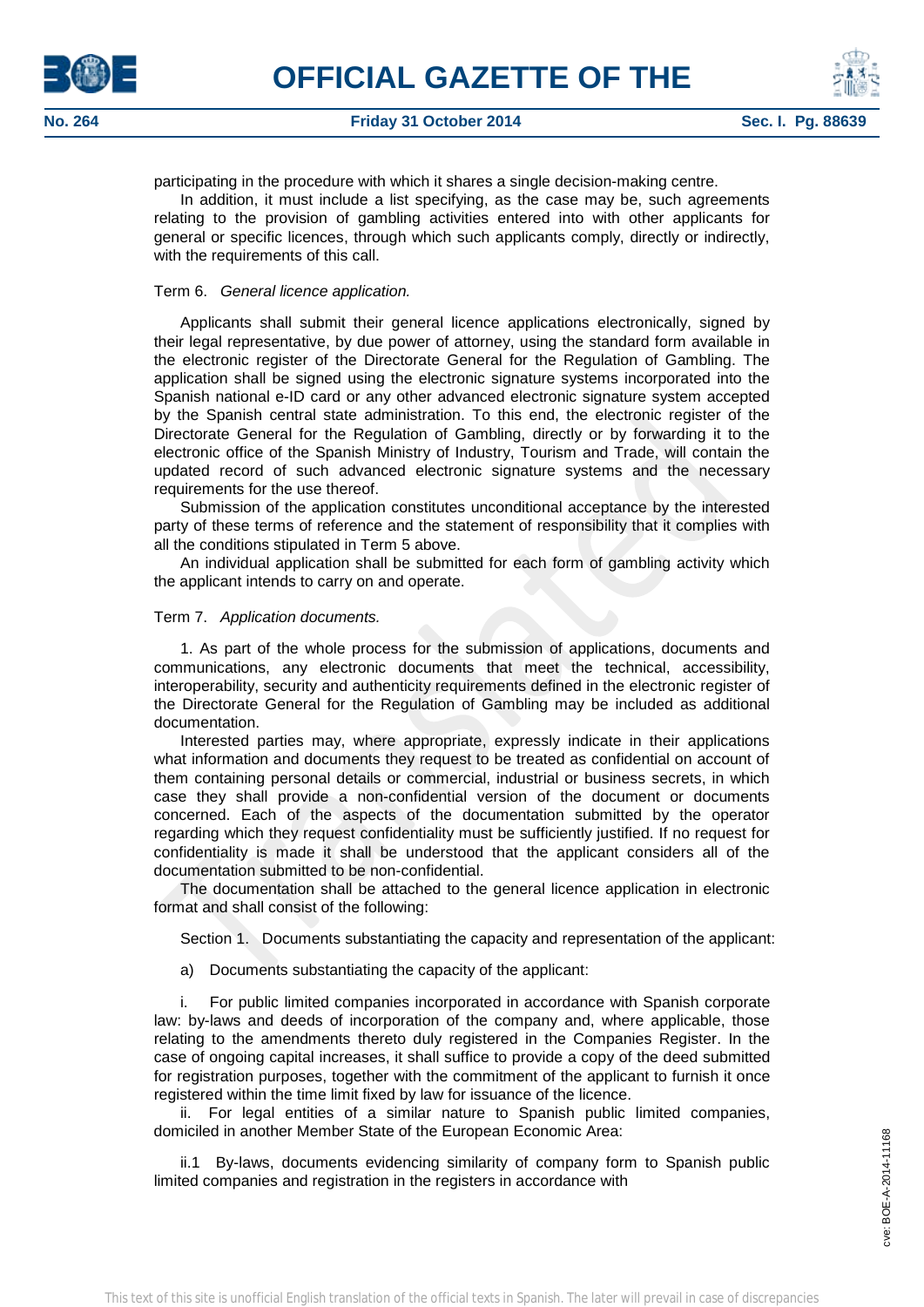participating in the procedure with which it shares a single decision-making centre.

In addition, it must include a list specifying, as the case may be, such agreements relating to the provision of gambling activities entered into with other applicants for general or specific licences, through which such applicants comply, directly or indirectly, with the requirements of this call.

Term 6. *General licence application.*

Applicants shall submit their general licence applications electronically, signed by their legal representative, by due power of attorney, using the standard form available in the electronic register of the Directorate General for the Regulation of Gambling. The application shall be signed using the electronic signature systems incorporated into the Spanish national e-ID card or any other advanced electronic signature system accepted by the Spanish central state administration. To this end, the electronic register of the Directorate General for the Regulation of Gambling, directly or by forwarding it to the electronic office of the Spanish Ministry of Industry, Tourism and Trade, will contain the updated record of such advanced electronic signature systems and the necessary requirements for the use thereof.

Submission of the application constitutes unconditional acceptance by the interested party of these terms of reference and the statement of responsibility that it complies with all the conditions stipulated in Term 5 above.

An individual application shall be submitted for each form of gambling activity which the applicant intends to carry on and operate.

Term 7. *Application documents.*

1. As part of the whole process for the submission of applications, documents and communications, any electronic documents that meet the technical, accessibility, interoperability, security and authenticity requirements defined in the electronic register of the Directorate General for the Regulation of Gambling may be included as additional documentation.

Interested parties may, where appropriate, expressly indicate in their applications what information and documents they request to be treated as confidential on account of them containing personal details or commercial, industrial or business secrets, in which case they shall provide a non-confidential version of the document or documents concerned. Each of the aspects of the documentation submitted by the operator regarding which they request confidentiality must be sufficiently justified. If no request for confidentiality is made it shall be understood that the applicant considers all of the documentation submitted to be non-confidential.

The documentation shall be attached to the general licence application in electronic format and shall consist of the following:

Section 1. Documents substantiating the capacity and representation of the applicant:

a) Documents substantiating the capacity of the applicant:

i. For public limited companies incorporated in accordance with Spanish corporate law: by-laws and deeds of incorporation of the company and, where applicable, those relating to the amendments thereto duly registered in the Companies Register. In the case of ongoing capital increases, it shall suffice to provide a copy of the deed submitted for registration purposes, together with the commitment of the applicant to furnish it once registered within the time limit fixed by law for issuance of the licence.

ii. For legal entities of a similar nature to Spanish public limited companies, domiciled in another Member State of the European Economic Area:

ii.1 By-laws, documents evidencing similarity of company form to Spanish public limited companies and registration in the registers in accordance with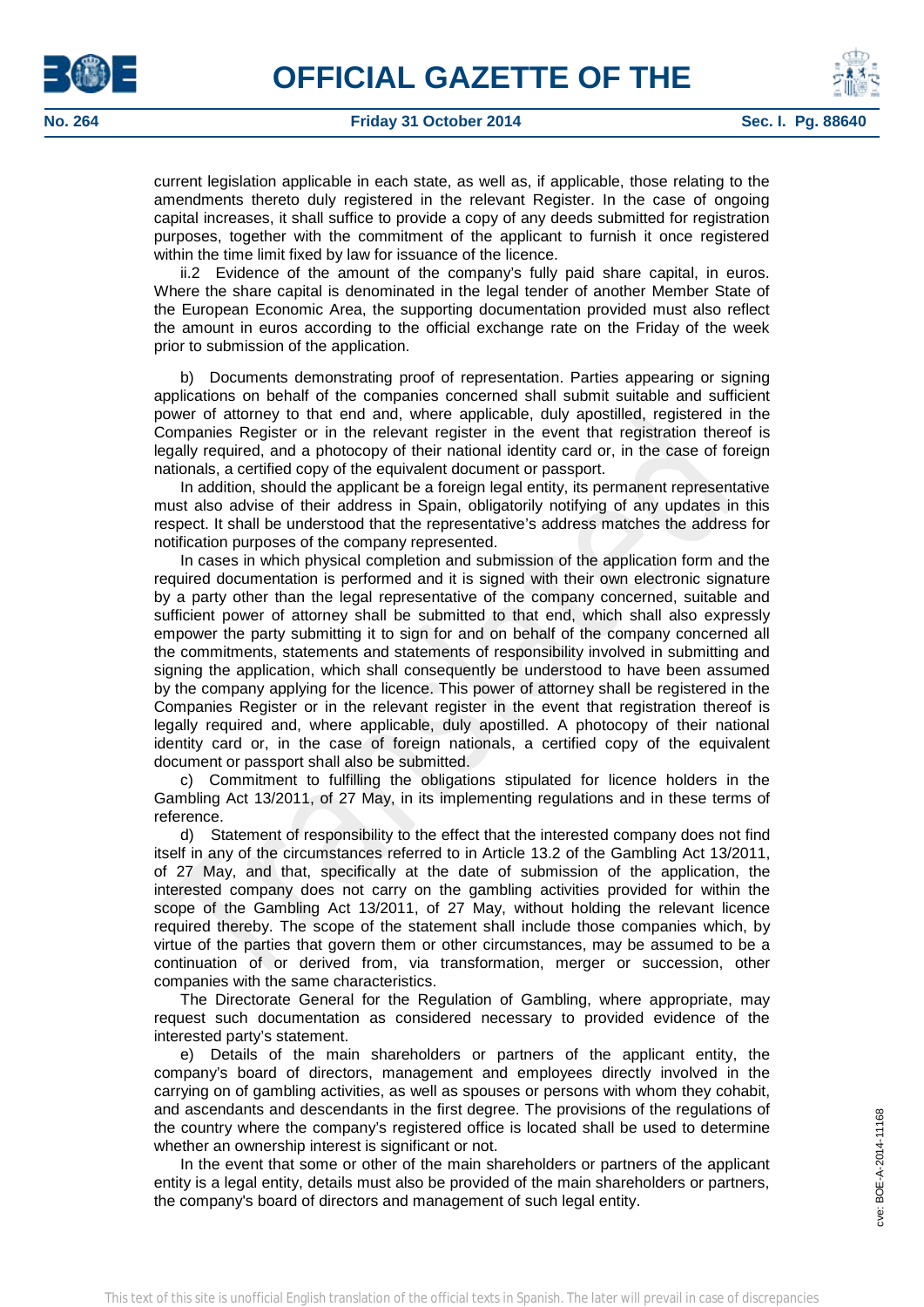current legislation applicable in each state, as well as, if applicable, those relating to the amendments thereto duly registered in the relevant Register. In the case of ongoing capital increases, it shall suffice to provide a copy of any deeds submitted for registration purposes, together with the commitment of the applicant to furnish it once registered within the time limit fixed by law for issuance of the licence.

ii.2 Evidence of the amount of the company's fully paid share capital, in euros. Where the share capital is denominated in the legal tender of another Member State of the European Economic Area, the supporting documentation provided must also reflect the amount in euros according to the official exchange rate on the Friday of the week prior to submission of the application.

b) Documents demonstrating proof of representation. Parties appearing or signing applications on behalf of the companies concerned shall submit suitable and sufficient power of attorney to that end and, where applicable, duly apostilled, registered in the Companies Register or in the relevant register in the event that registration thereof is legally required, and a photocopy of their national identity card or, in the case of foreign nationals, a certified copy of the equivalent document or passport.

In addition, should the applicant be a foreign legal entity, its permanent representative must also advise of their address in Spain, obligatorily notifying of any updates in this respect. It shall be understood that the representative's address matches the address for notification purposes of the company represented.

In cases in which physical completion and submission of the application form and the required documentation is performed and it is signed with their own electronic signature by a party other than the legal representative of the company concerned, suitable and sufficient power of attorney shall be submitted to that end, which shall also expressly empower the party submitting it to sign for and on behalf of the company concerned all the commitments, statements and statements of responsibility involved in submitting and signing the application, which shall consequently be understood to have been assumed by the company applying for the licence. This power of attorney shall be registered in the Companies Register or in the relevant register in the event that registration thereof is legally required and, where applicable, duly apostilled. A photocopy of their national identity card or, in the case of foreign nationals, a certified copy of the equivalent document or passport shall also be submitted.

c) Commitment to fulfilling the obligations stipulated for licence holders in the Gambling Act 13/2011, of 27 May, in its implementing regulations and in these terms of reference.

d) Statement of responsibility to the effect that the interested company does not find itself in any of the circumstances referred to in Article 13.2 of the Gambling Act 13/2011, of 27 May, and that, specifically at the date of submission of the application, the interested company does not carry on the gambling activities provided for within the scope of the Gambling Act 13/2011, of 27 May, without holding the relevant licence required thereby. The scope of the statement shall include those companies which, by virtue of the parties that govern them or other circumstances, may be assumed to be a continuation of or derived from, via transformation, merger or succession, other companies with the same characteristics.

The Directorate General for the Regulation of Gambling, where appropriate, may request such documentation as considered necessary to provided evidence of the interested party's statement.

e) Details of the main shareholders or partners of the applicant entity, the company's board of directors, management and employees directly involved in the carrying on of gambling activities, as well as spouses or persons with whom they cohabit, and ascendants and descendants in the first degree. The provisions of the regulations of the country where the company's registered office is located shall be used to determine whether an ownership interest is significant or not.

In the event that some or other of the main shareholders or partners of the applicant entity is a legal entity, details must also be provided of the main shareholders or partners, the company's board of directors and management of such legal entity.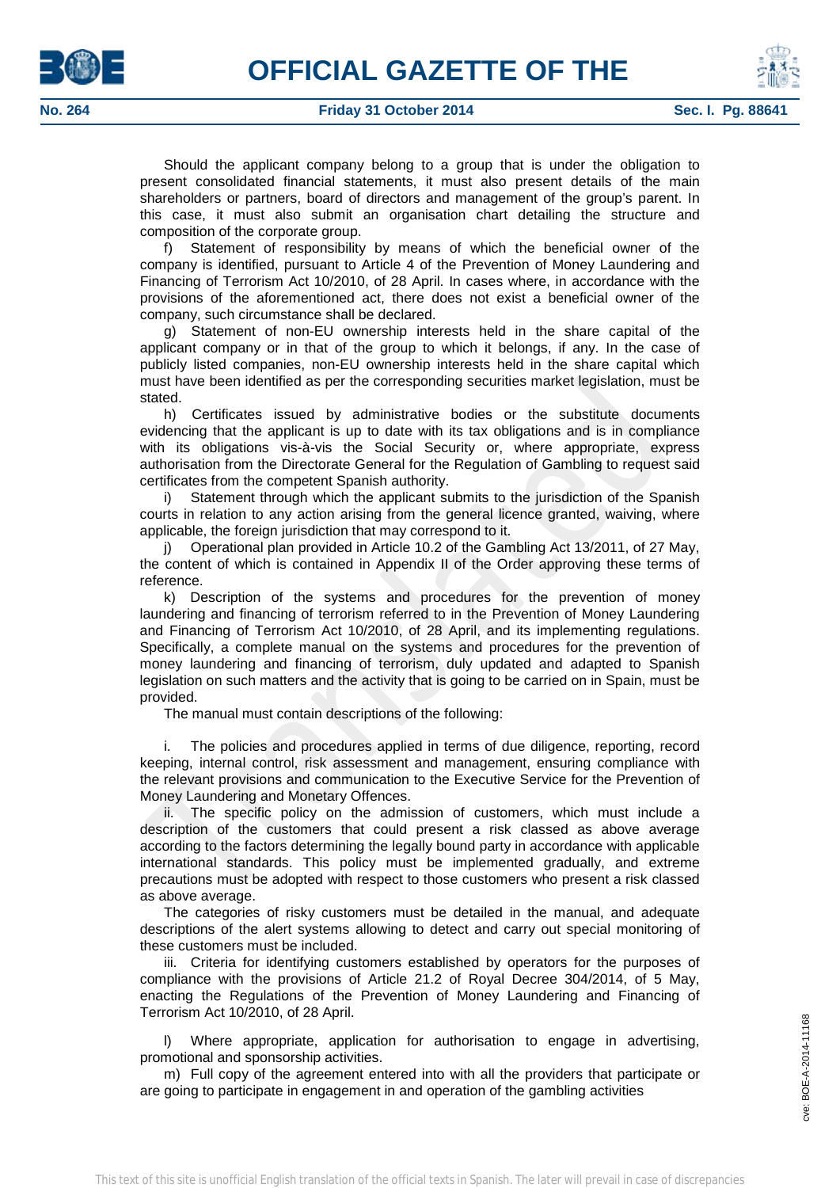Should the applicant company belong to a group that is under the obligation to present consolidated financial statements, it must also present details of the main shareholders or partners, board of directors and management of the group's parent. In this case, it must also submit an organisation chart detailing the structure and composition of the corporate group.

f) Statement of responsibility by means of which the beneficial owner of the company is identified, pursuant to Article 4 of the Prevention of Money Laundering and Financing of Terrorism Act 10/2010, of 28 April. In cases where, in accordance with the provisions of the aforementioned act, there does not exist a beneficial owner of the company, such circumstance shall be declared.

g) Statement of non-EU ownership interests held in the share capital of the applicant company or in that of the group to which it belongs, if any. In the case of publicly listed companies, non-EU ownership interests held in the share capital which must have been identified as per the corresponding securities market legislation, must be stated.

h) Certificates issued by administrative bodies or the substitute documents evidencing that the applicant is up to date with its tax obligations and is in compliance with its obligations vis-à-vis the Social Security or, where appropriate, express authorisation from the Directorate General for the Regulation of Gambling to request said certificates from the competent Spanish authority.

i) Statement through which the applicant submits to the jurisdiction of the Spanish courts in relation to any action arising from the general licence granted, waiving, where applicable, the foreign jurisdiction that may correspond to it.

j) Operational plan provided in Article 10.2 of the Gambling Act 13/2011, of 27 May, the content of which is contained in Appendix II of the Order approving these terms of reference.

k) Description of the systems and procedures for the prevention of money laundering and financing of terrorism referred to in the Prevention of Money Laundering and Financing of Terrorism Act 10/2010, of 28 April, and its implementing regulations. Specifically, a complete manual on the systems and procedures for the prevention of money laundering and financing of terrorism, duly updated and adapted to Spanish legislation on such matters and the activity that is going to be carried on in Spain, must be provided.

The manual must contain descriptions of the following:

i. The policies and procedures applied in terms of due diligence, reporting, record keeping, internal control, risk assessment and management, ensuring compliance with the relevant provisions and communication to the Executive Service for the Prevention of Money Laundering and Monetary Offences.

ii. The specific policy on the admission of customers, which must include a description of the customers that could present a risk classed as above average according to the factors determining the legally bound party in accordance with applicable international standards. This policy must be implemented gradually, and extreme precautions must be adopted with respect to those customers who present a risk classed as above average.

The categories of risky customers must be detailed in the manual, and adequate descriptions of the alert systems allowing to detect and carry out special monitoring of these customers must be included.

iii. Criteria for identifying customers established by operators for the purposes of compliance with the provisions of Article 21.2 of Royal Decree 304/2014, of 5 May, enacting the Regulations of the Prevention of Money Laundering and Financing of Terrorism Act 10/2010, of 28 April.

l) Where appropriate, application for authorisation to engage in advertising, promotional and sponsorship activities.

m) Full copy of the agreement entered into with all the providers that participate or are going to participate in engagement in and operation of the gambling activities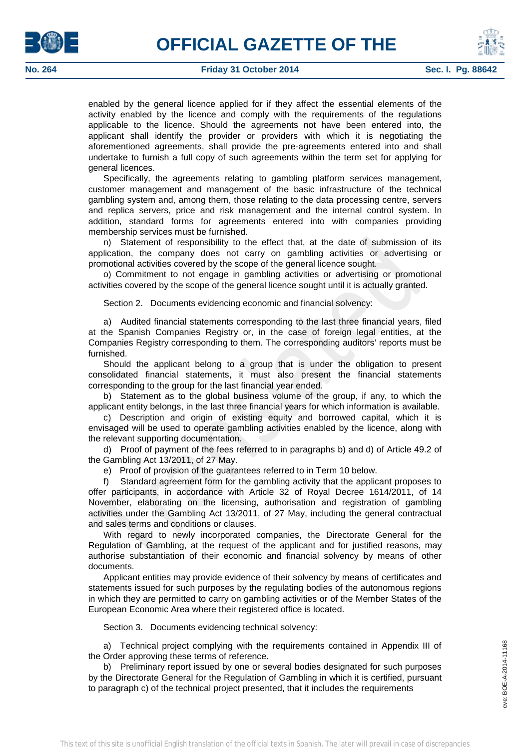enabled by the general licence applied for if they affect the essential elements of the activity enabled by the licence and comply with the requirements of the regulations applicable to the licence. Should the agreements not have been entered into, the applicant shall identify the provider or providers with which it is negotiating the aforementioned agreements, shall provide the pre-agreements entered into and shall undertake to furnish a full copy of such agreements within the term set for applying for general licences.

Specifically, the agreements relating to gambling platform services management, customer management and management of the basic infrastructure of the technical gambling system and, among them, those relating to the data processing centre, servers and replica servers, price and risk management and the internal control system. In addition, standard forms for agreements entered into with companies providing membership services must be furnished.

n) Statement of responsibility to the effect that, at the date of submission of its application, the company does not carry on gambling activities or advertising or promotional activities covered by the scope of the general licence sought.

o) Commitment to not engage in gambling activities or advertising or promotional activities covered by the scope of the general licence sought until it is actually granted.

Section 2. Documents evidencing economic and financial solvency:

a) Audited financial statements corresponding to the last three financial years, filed at the Spanish Companies Registry or, in the case of foreign legal entities, at the Companies Registry corresponding to them. The corresponding auditors' reports must be furnished.

Should the applicant belong to a group that is under the obligation to present consolidated financial statements, it must also present the financial statements corresponding to the group for the last financial year ended.

b) Statement as to the global business volume of the group, if any, to which the applicant entity belongs, in the last three financial years for which information is available.

c) Description and origin of existing equity and borrowed capital, which it is envisaged will be used to operate gambling activities enabled by the licence, along with the relevant supporting documentation.

d) Proof of payment of the fees referred to in paragraphs b) and d) of Article 49.2 of the Gambling Act 13/2011, of 27 May.

e) Proof of provision of the guarantees referred to in Term 10 below.

f) Standard agreement form for the gambling activity that the applicant proposes to offer participants, in accordance with Article 32 of Royal Decree 1614/2011, of 14 November, elaborating on the licensing, authorisation and registration of gambling activities under the Gambling Act 13/2011, of 27 May, including the general contractual and sales terms and conditions or clauses.

With regard to newly incorporated companies, the Directorate General for the Regulation of Gambling, at the request of the applicant and for justified reasons, may authorise substantiation of their economic and financial solvency by means of other documents.

Applicant entities may provide evidence of their solvency by means of certificates and statements issued for such purposes by the regulating bodies of the autonomous regions in which they are permitted to carry on gambling activities or of the Member States of the European Economic Area where their registered office is located.

Section 3. Documents evidencing technical solvency:

a) Technical project complying with the requirements contained in Appendix III of the Order approving these terms of reference.

b) Preliminary report issued by one or several bodies designated for such purposes by the Directorate General for the Regulation of Gambling in which it is certified, pursuant to paragraph c) of the technical project presented, that it includes the requirements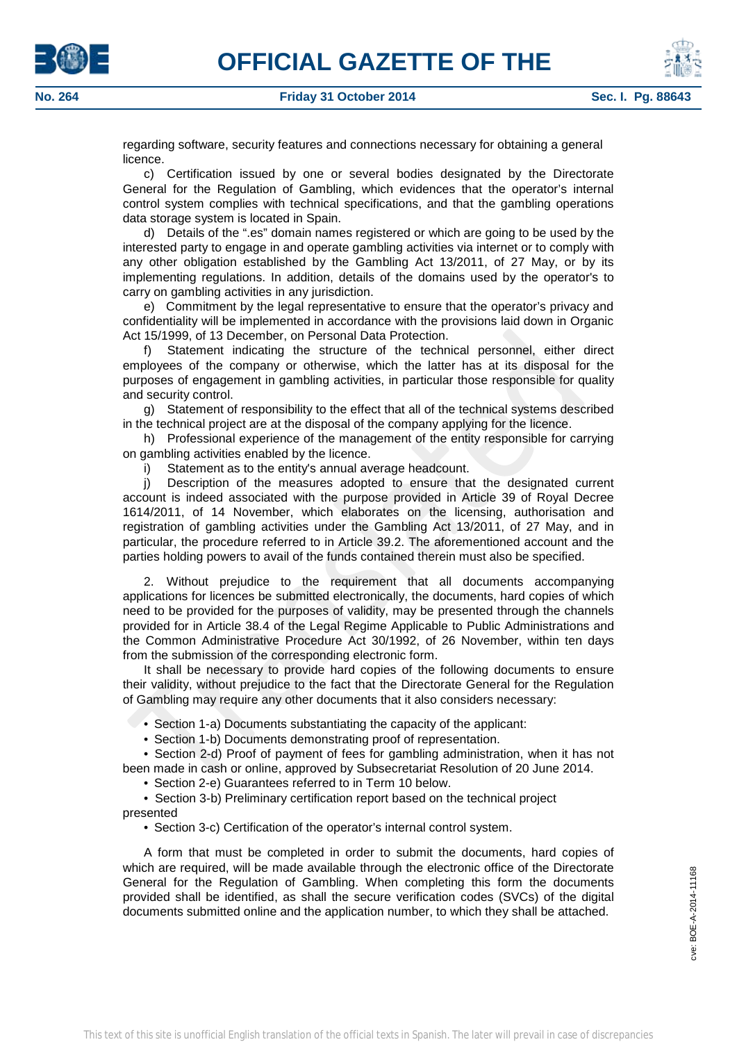regarding software, security features and connections necessary for obtaining a general licence.

c) Certification issued by one or several bodies designated by the Directorate General for the Regulation of Gambling, which evidences that the operator's internal control system complies with technical specifications, and that the gambling operations data storage system is located in Spain.

d) Details of the ".es" domain names registered or which are going to be used by the interested party to engage in and operate gambling activities via internet or to comply with any other obligation established by the Gambling Act 13/2011, of 27 May, or by its implementing regulations. In addition, details of the domains used by the operator's to carry on gambling activities in any jurisdiction.

e) Commitment by the legal representative to ensure that the operator's privacy and confidentiality will be implemented in accordance with the provisions laid down in Organic Act 15/1999, of 13 December, on Personal Data Protection.

f) Statement indicating the structure of the technical personnel, either direct employees of the company or otherwise, which the latter has at its disposal for the purposes of engagement in gambling activities, in particular those responsible for quality and security control.

g) Statement of responsibility to the effect that all of the technical systems described in the technical project are at the disposal of the company applying for the licence.

h) Professional experience of the management of the entity responsible for carrying on gambling activities enabled by the licence.

i) Statement as to the entity's annual average headcount.

j) Description of the measures adopted to ensure that the designated current account is indeed associated with the purpose provided in Article 39 of Royal Decree 1614/2011, of 14 November, which elaborates on the licensing, authorisation and registration of gambling activities under the Gambling Act 13/2011, of 27 May, and in particular, the procedure referred to in Article 39.2. The aforementioned account and the parties holding powers to avail of the funds contained therein must also be specified.

2. Without prejudice to the requirement that all documents accompanying applications for licences be submitted electronically, the documents, hard copies of which need to be provided for the purposes of validity, may be presented through the channels provided for in Article 38.4 of the Legal Regime Applicable to Public Administrations and the Common Administrative Procedure Act 30/1992, of 26 November, within ten days from the submission of the corresponding electronic form.

It shall be necessary to provide hard copies of the following documents to ensure their validity, without prejudice to the fact that the Directorate General for the Regulation of Gambling may require any other documents that it also considers necessary:

- Section 1-a) Documents substantiating the capacity of the applicant:
- Section 1-b) Documents demonstrating proof of representation.
- Section 2-d) Proof of payment of fees for gambling administration, when it has not been made in cash or online, approved by Subsecretariat Resolution of 20 June 2014.
- Section 2-e) Guarantees referred to in Term 10 below.
- Section 3-b) Preliminary certification report based on the technical project presented
- Section 3-c) Certification of the operator's internal control system.

A form that must be completed in order to submit the documents, hard copies of which are required, will be made available through the electronic office of the Directorate General for the Regulation of Gambling. When completing this form the documents provided shall be identified, as shall the secure verification codes (SVCs) of the digital documents submitted online and the application number, to which they shall be attached.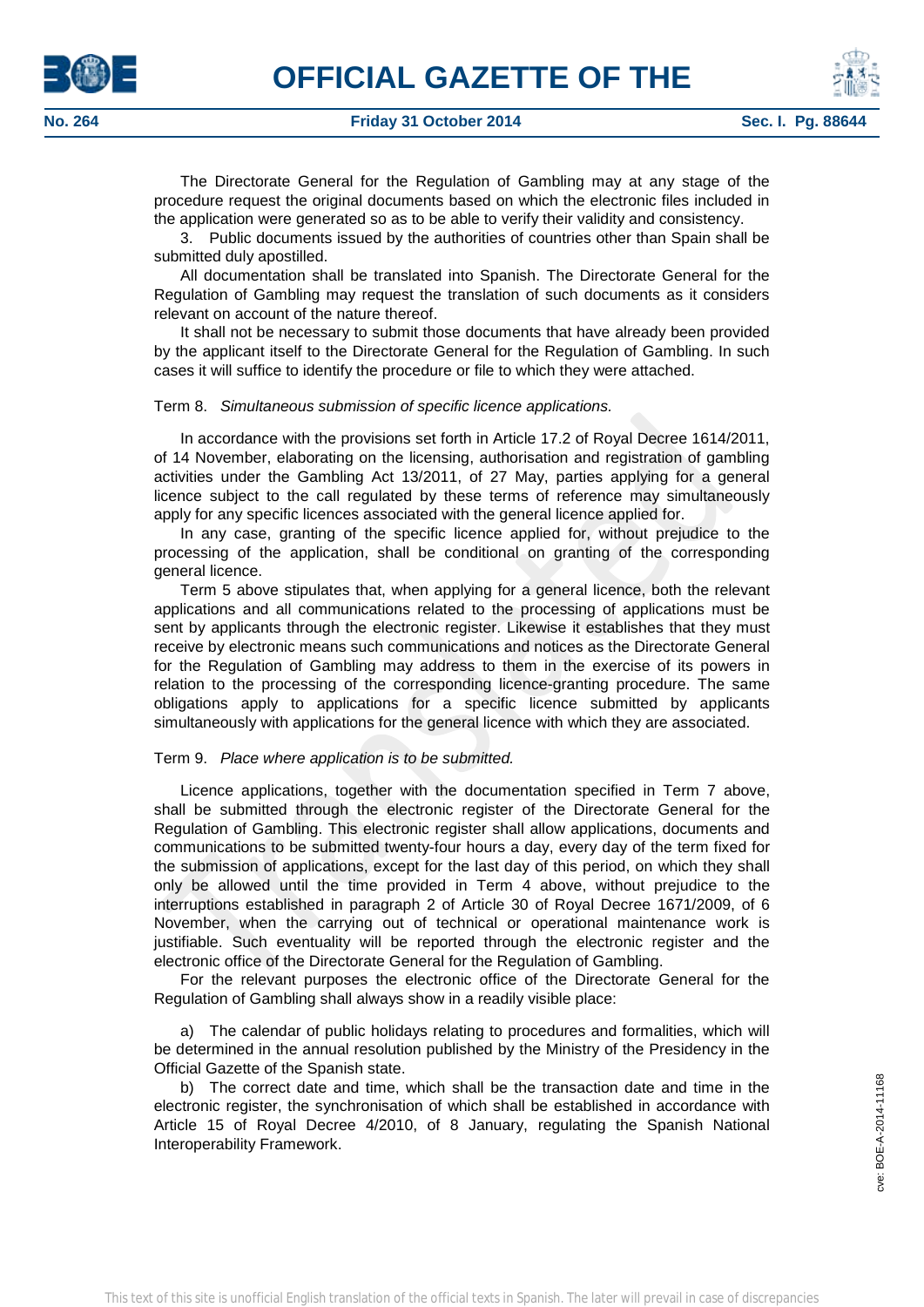The Directorate General for the Regulation of Gambling may at any stage of the procedure request the original documents based on which the electronic files included in the application were generated so as to be able to verify their validity and consistency.

3. Public documents issued by the authorities of countries other than Spain shall be submitted duly apostilled.

All documentation shall be translated into Spanish. The Directorate General for the Regulation of Gambling may request the translation of such documents as it considers relevant on account of the nature thereof.

It shall not be necessary to submit those documents that have already been provided by the applicant itself to the Directorate General for the Regulation of Gambling. In such cases it will suffice to identify the procedure or file to which they were attached.

Term 8. *Simultaneous submission of specific licence applications.*

In accordance with the provisions set forth in Article 17.2 of Royal Decree 1614/2011, of 14 November, elaborating on the licensing, authorisation and registration of gambling activities under the Gambling Act 13/2011, of 27 May, parties applying for a general licence subject to the call regulated by these terms of reference may simultaneously apply for any specific licences associated with the general licence applied for.

In any case, granting of the specific licence applied for, without prejudice to the processing of the application, shall be conditional on granting of the corresponding general licence.

Term 5 above stipulates that, when applying for a general licence, both the relevant applications and all communications related to the processing of applications must be sent by applicants through the electronic register. Likewise it establishes that they must receive by electronic means such communications and notices as the Directorate General for the Regulation of Gambling may address to them in the exercise of its powers in relation to the processing of the corresponding licence-granting procedure. The same obligations apply to applications for a specific licence submitted by applicants simultaneously with applications for the general licence with which they are associated.

Term 9. *Place where application is to be submitted.*

Licence applications, together with the documentation specified in Term 7 above, shall be submitted through the electronic register of the Directorate General for the Regulation of Gambling. This electronic register shall allow applications, documents and communications to be submitted twenty-four hours a day, every day of the term fixed for the submission of applications, except for the last day of this period, on which they shall only be allowed until the time provided in Term 4 above, without prejudice to the interruptions established in paragraph 2 of Article 30 of Royal Decree 1671/2009, of 6 November, when the carrying out of technical or operational maintenance work is justifiable. Such eventuality will be reported through the electronic register and the electronic office of the Directorate General for the Regulation of Gambling.

For the relevant purposes the electronic office of the Directorate General for the Regulation of Gambling shall always show in a readily visible place:

a) The calendar of public holidays relating to procedures and formalities, which will be determined in the annual resolution published by the Ministry of the Presidency in the Official Gazette of the Spanish state.

b) The correct date and time, which shall be the transaction date and time in the electronic register, the synchronisation of which shall be established in accordance with Article 15 of Royal Decree 4/2010, of 8 January, regulating the Spanish National Interoperability Framework.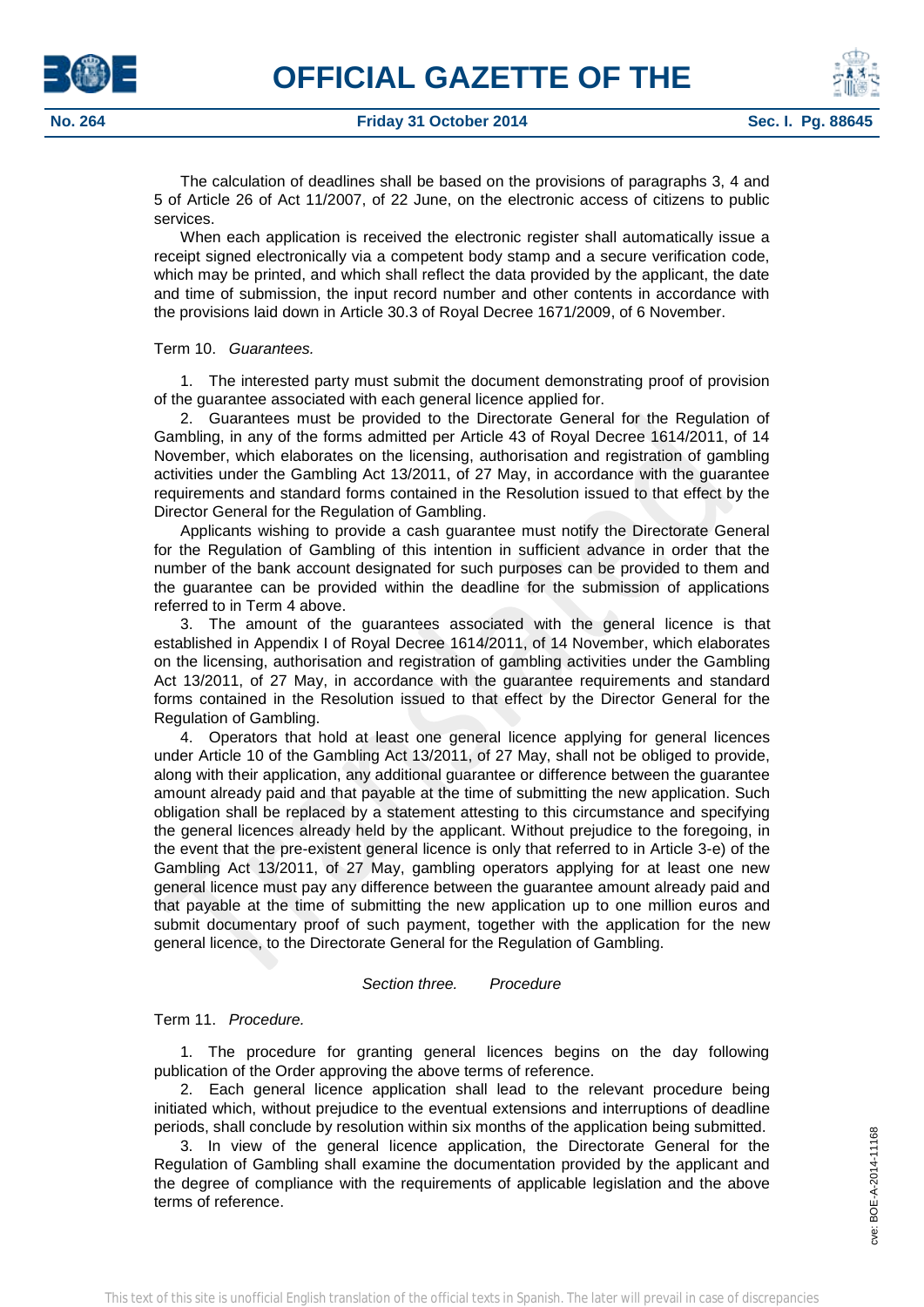The calculation of deadlines shall be based on the provisions of paragraphs 3, 4 and 5 of Article 26 of Act 11/2007, of 22 June, on the electronic access of citizens to public services.

When each application is received the electronic register shall automatically issue a receipt signed electronically via a competent body stamp and a secure verification code, which may be printed, and which shall reflect the data provided by the applicant, the date and time of submission, the input record number and other contents in accordance with the provisions laid down in Article 30.3 of Royal Decree 1671/2009, of 6 November.

Term 10. *Guarantees.*

1. The interested party must submit the document demonstrating proof of provision of the guarantee associated with each general licence applied for.

2. Guarantees must be provided to the Directorate General for the Regulation of Gambling, in any of the forms admitted per Article 43 of Royal Decree 1614/2011, of 14 November, which elaborates on the licensing, authorisation and registration of gambling activities under the Gambling Act 13/2011, of 27 May, in accordance with the guarantee requirements and standard forms contained in the Resolution issued to that effect by the Director General for the Regulation of Gambling.

Applicants wishing to provide a cash guarantee must notify the Directorate General for the Regulation of Gambling of this intention in sufficient advance in order that the number of the bank account designated for such purposes can be provided to them and the guarantee can be provided within the deadline for the submission of applications referred to in Term 4 above.

3. The amount of the guarantees associated with the general licence is that established in Appendix I of Royal Decree 1614/2011, of 14 November, which elaborates on the licensing, authorisation and registration of gambling activities under the Gambling Act 13/2011, of 27 May, in accordance with the guarantee requirements and standard forms contained in the Resolution issued to that effect by the Director General for the Regulation of Gambling.

4. Operators that hold at least one general licence applying for general licences under Article 10 of the Gambling Act 13/2011, of 27 May, shall not be obliged to provide, along with their application, any additional guarantee or difference between the guarantee amount already paid and that payable at the time of submitting the new application. Such obligation shall be replaced by a statement attesting to this circumstance and specifying the general licences already held by the applicant. Without prejudice to the foregoing, in the event that the pre-existent general licence is only that referred to in Article 3-e) of the Gambling Act 13/2011, of 27 May, gambling operators applying for at least one new general licence must pay any difference between the guarantee amount already paid and that payable at the time of submitting the new application up to one million euros and submit documentary proof of such payment, together with the application for the new general licence, to the Directorate General for the Regulation of Gambling.

### *Section three. Procedure*

Term 11. *Procedure.*

1. The procedure for granting general licences begins on the day following publication of the Order approving the above terms of reference.

2. Each general licence application shall lead to the relevant procedure being initiated which, without prejudice to the eventual extensions and interruptions of deadline periods, shall conclude by resolution within six months of the application being submitted.

3. In view of the general licence application, the Directorate General for the Regulation of Gambling shall examine the documentation provided by the applicant and the degree of compliance with the requirements of applicable legislation and the above terms of reference.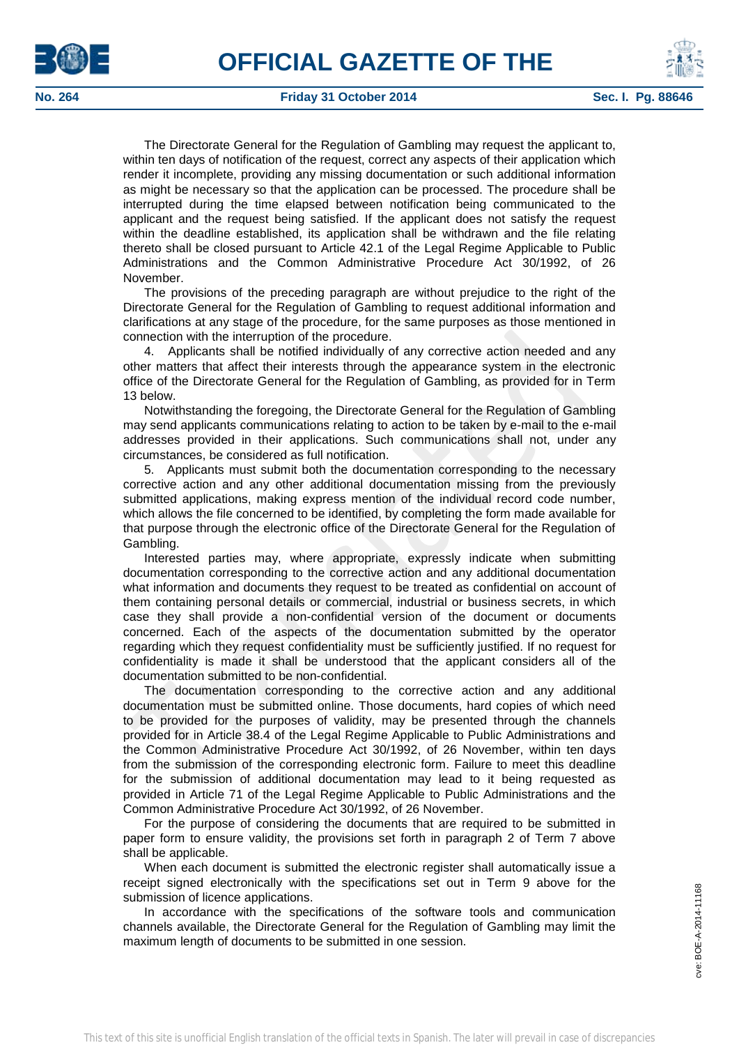The Directorate General for the Regulation of Gambling may request the applicant to, within ten days of notification of the request, correct any aspects of their application which render it incomplete, providing any missing documentation or such additional information as might be necessary so that the application can be processed. The procedure shall be interrupted during the time elapsed between notification being communicated to the applicant and the request being satisfied. If the applicant does not satisfy the request within the deadline established, its application shall be withdrawn and the file relating thereto shall be closed pursuant to Article 42.1 of the Legal Regime Applicable to Public Administrations and the Common Administrative Procedure Act 30/1992, of 26 November.

The provisions of the preceding paragraph are without prejudice to the right of the Directorate General for the Regulation of Gambling to request additional information and clarifications at any stage of the procedure, for the same purposes as those mentioned in connection with the interruption of the procedure.

4. Applicants shall be notified individually of any corrective action needed and any other matters that affect their interests through the appearance system in the electronic office of the Directorate General for the Regulation of Gambling, as provided for in Term 13 below.

Notwithstanding the foregoing, the Directorate General for the Regulation of Gambling may send applicants communications relating to action to be taken by e-mail to the e-mail addresses provided in their applications. Such communications shall not, under any circumstances, be considered as full notification.

5. Applicants must submit both the documentation corresponding to the necessary corrective action and any other additional documentation missing from the previously submitted applications, making express mention of the individual record code number, which allows the file concerned to be identified, by completing the form made available for that purpose through the electronic office of the Directorate General for the Regulation of Gambling.

Interested parties may, where appropriate, expressly indicate when submitting documentation corresponding to the corrective action and any additional documentation what information and documents they request to be treated as confidential on account of them containing personal details or commercial, industrial or business secrets, in which case they shall provide a non-confidential version of the document or documents concerned. Each of the aspects of the documentation submitted by the operator regarding which they request confidentiality must be sufficiently justified. If no request for confidentiality is made it shall be understood that the applicant considers all of the documentation submitted to be non-confidential.

The documentation corresponding to the corrective action and any additional documentation must be submitted online. Those documents, hard copies of which need to be provided for the purposes of validity, may be presented through the channels provided for in Article 38.4 of the Legal Regime Applicable to Public Administrations and the Common Administrative Procedure Act 30/1992, of 26 November, within ten days from the submission of the corresponding electronic form. Failure to meet this deadline for the submission of additional documentation may lead to it being requested as provided in Article 71 of the Legal Regime Applicable to Public Administrations and the Common Administrative Procedure Act 30/1992, of 26 November.

For the purpose of considering the documents that are required to be submitted in paper form to ensure validity, the provisions set forth in paragraph 2 of Term 7 above shall be applicable.

When each document is submitted the electronic register shall automatically issue a receipt signed electronically with the specifications set out in Term 9 above for the submission of licence applications.

In accordance with the specifications of the software tools and communication channels available, the Directorate General for the Regulation of Gambling may limit the maximum length of documents to be submitted in one session.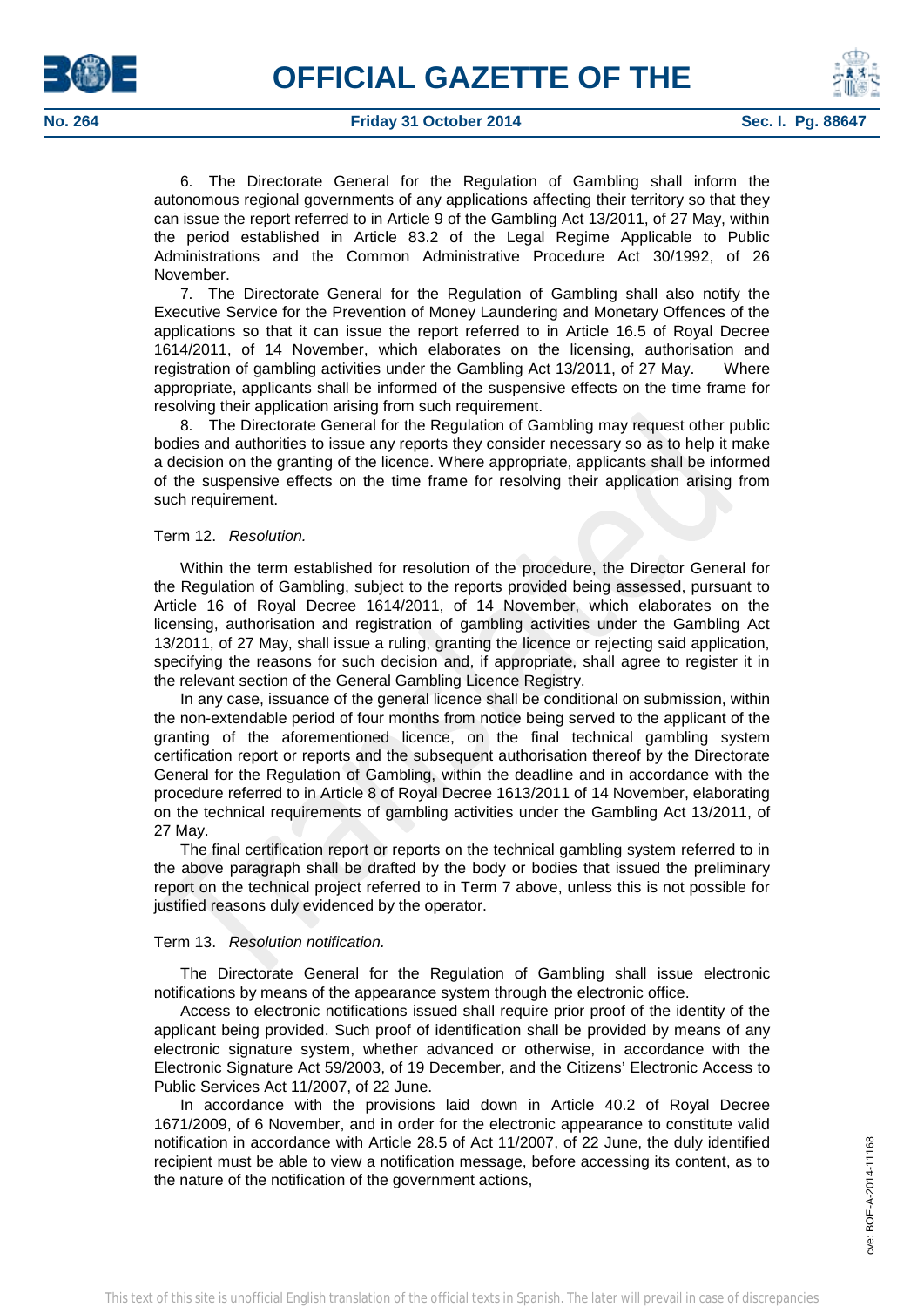6. The Directorate General for the Regulation of Gambling shall inform the autonomous regional governments of any applications affecting their territory so that they can issue the report referred to in Article 9 of the Gambling Act 13/2011, of 27 May, within the period established in Article 83.2 of the Legal Regime Applicable to Public Administrations and the Common Administrative Procedure Act 30/1992, of 26 November.

7. The Directorate General for the Regulation of Gambling shall also notify the Executive Service for the Prevention of Money Laundering and Monetary Offences of the applications so that it can issue the report referred to in Article 16.5 of Royal Decree 1614/2011, of 14 November, which elaborates on the licensing, authorisation and registration of gambling activities under the Gambling Act 13/2011, of 27 May. Where appropriate, applicants shall be informed of the suspensive effects on the time frame for resolving their application arising from such requirement.

8. The Directorate General for the Regulation of Gambling may request other public bodies and authorities to issue any reports they consider necessary so as to help it make a decision on the granting of the licence. Where appropriate, applicants shall be informed of the suspensive effects on the time frame for resolving their application arising from such requirement.

Term 12. *Resolution.*

Within the term established for resolution of the procedure, the Director General for the Regulation of Gambling, subject to the reports provided being assessed, pursuant to Article 16 of Royal Decree 1614/2011, of 14 November, which elaborates on the licensing, authorisation and registration of gambling activities under the Gambling Act 13/2011, of 27 May, shall issue a ruling, granting the licence or rejecting said application, specifying the reasons for such decision and, if appropriate, shall agree to register it in the relevant section of the General Gambling Licence Registry.

In any case, issuance of the general licence shall be conditional on submission, within the non-extendable period of four months from notice being served to the applicant of the granting of the aforementioned licence, on the final technical gambling system certification report or reports and the subsequent authorisation thereof by the Directorate General for the Regulation of Gambling, within the deadline and in accordance with the procedure referred to in Article 8 of Royal Decree 1613/2011 of 14 November, elaborating on the technical requirements of gambling activities under the Gambling Act 13/2011, of 27 May.

The final certification report or reports on the technical gambling system referred to in the above paragraph shall be drafted by the body or bodies that issued the preliminary report on the technical project referred to in Term 7 above, unless this is not possible for justified reasons duly evidenced by the operator.

Term 13. *Resolution notification.*

The Directorate General for the Regulation of Gambling shall issue electronic notifications by means of the appearance system through the electronic office.

Access to electronic notifications issued shall require prior proof of the identity of the applicant being provided. Such proof of identification shall be provided by means of any electronic signature system, whether advanced or otherwise, in accordance with the Electronic Signature Act 59/2003, of 19 December, and the Citizens' Electronic Access to Public Services Act 11/2007, of 22 June.

In accordance with the provisions laid down in Article 40.2 of Royal Decree 1671/2009, of 6 November, and in order for the electronic appearance to constitute valid notification in accordance with Article 28.5 of Act 11/2007, of 22 June, the duly identified recipient must be able to view a notification message, before accessing its content, as to the nature of the notification of the government actions,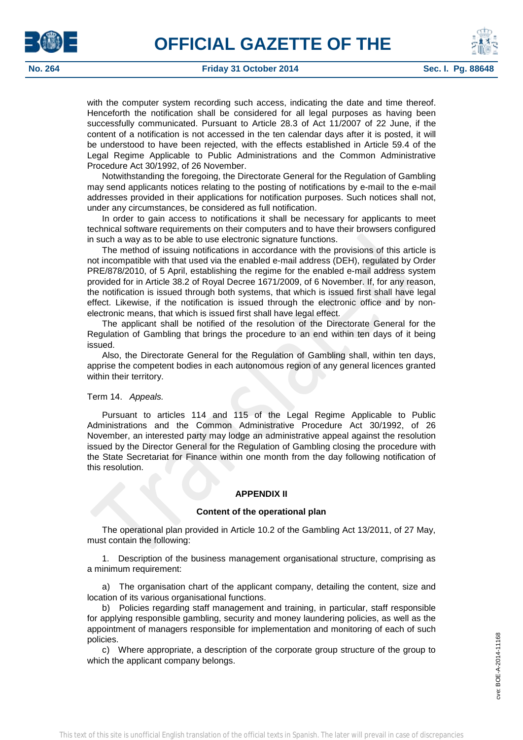with the computer system recording such access, indicating the date and time thereof. Henceforth the notification shall be considered for all legal purposes as having been successfully communicated. Pursuant to Article 28.3 of Act 11/2007 of 22 June, if the content of a notification is not accessed in the ten calendar days after it is posted, it will be understood to have been rejected, with the effects established in Article 59.4 of the Legal Regime Applicable to Public Administrations and the Common Administrative Procedure Act 30/1992, of 26 November.

Notwithstanding the foregoing, the Directorate General for the Regulation of Gambling may send applicants notices relating to the posting of notifications by e-mail to the e-mail addresses provided in their applications for notification purposes. Such notices shall not, under any circumstances, be considered as full notification.

In order to gain access to notifications it shall be necessary for applicants to meet technical software requirements on their computers and to have their browsers configured in such a way as to be able to use electronic signature functions.

The method of issuing notifications in accordance with the provisions of this article is not incompatible with that used via the enabled e-mail address (DEH), regulated by Order PRE/878/2010, of 5 April, establishing the regime for the enabled e-mail address system provided for in Article 38.2 of Royal Decree 1671/2009, of 6 November. If, for any reason, the notification is issued through both systems, that which is issued first shall have legal effect. Likewise, if the notification is issued through the electronic office and by non-electronic means, that which is issued first shall have legal effect.

The applicant shall be notified of the resolution of the Directorate General for the Regulation of Gambling that brings the procedure to an end within ten days of it being issued.

Also, the Directorate General for the Regulation of Gambling shall, within ten days, apprise the competent bodies in each autonomous region of any general licences granted within their territory.

Term 14. *Appeals.*

Pursuant to articles 114 and 115 of the Legal Regime Applicable to Public Administrations and the Common Administrative Procedure Act 30/1992, of 26 November, an interested party may lodge an administrative appeal against the resolution issued by the Director General for the Regulation of Gambling closing the procedure with the State Secretariat for Finance within one month from the day following notification of this resolution.

## APPENDIX II

### Content of the operational plan

The operational plan provided in Article 10.2 of the Gambling Act 13/2011, of 27 May, must contain the following:

1. Description of the business management organisational structure, comprising as a minimum requirement:

a) The organisation chart of the applicant company, detailing the content, size and location of its various organisational functions.

b) Policies regarding staff management and training, in particular, staff responsible for applying responsible gambling, security and money laundering policies, as well as the appointment of managers responsible for implementation and monitoring of each of such policies.

c) Where appropriate, a description of the corporate group structure of the group to which the applicant company belongs.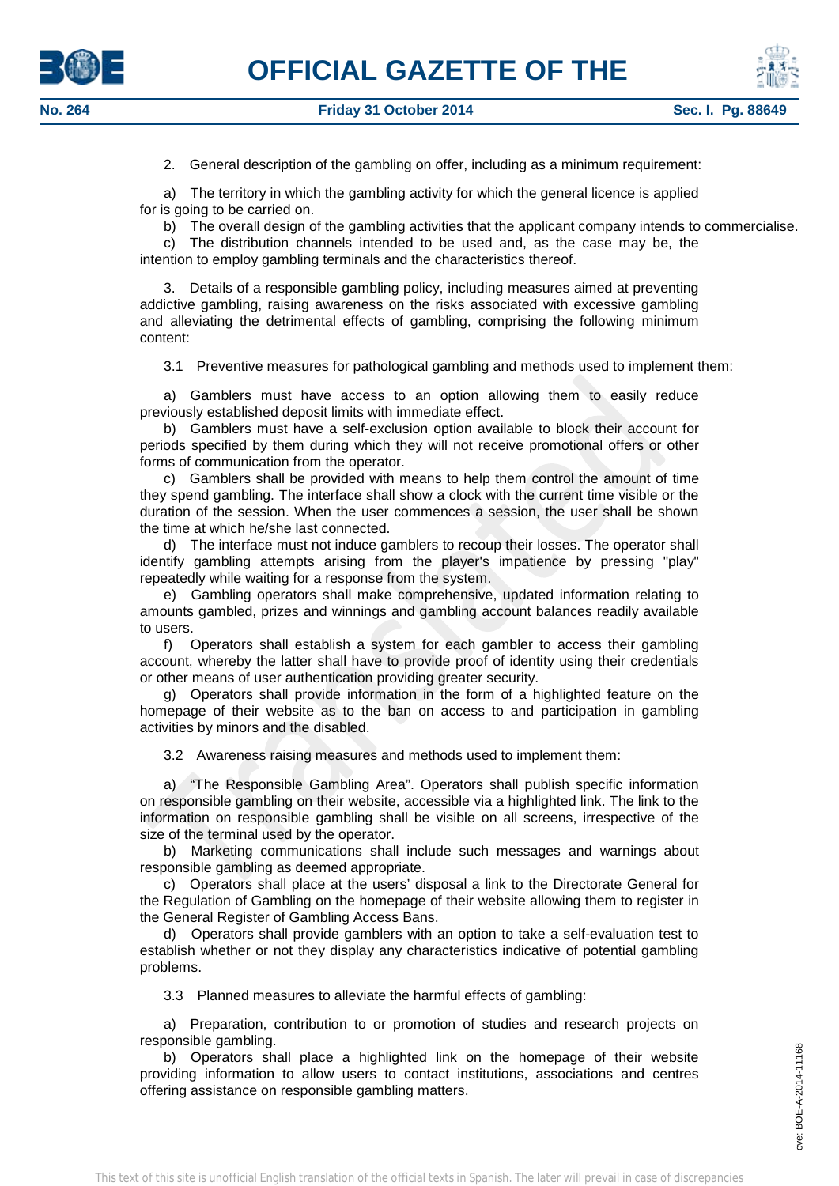2. General description of the gambling on offer, including as a minimum requirement:

a) The territory in which the gambling activity for which the general licence is applied for is going to be carried on.

b) The overall design of the gambling activities that the applicant company intends to commercialise.

c) The distribution channels intended to be used and, as the case may be, the intention to employ gambling terminals and the characteristics thereof.

3. Details of a responsible gambling policy, including measures aimed at preventing addictive gambling, raising awareness on the risks associated with excessive gambling and alleviating the detrimental effects of gambling, comprising the following minimum content:

3.1 Preventive measures for pathological gambling and methods used to implement them:

a) Gamblers must have access to an option allowing them to easily reduce previously established deposit limits with immediate effect.

b) Gamblers must have a self-exclusion option available to block their account for periods specified by them during which they will not receive promotional offers or other forms of communication from the operator.

c) Gamblers shall be provided with means to help them control the amount of time they spend gambling. The interface shall show a clock with the current time visible or the duration of the session. When the user commences a session, the user shall be shown the time at which he/she last connected.

d) The interface must not induce gamblers to recoup their losses. The operator shall identify gambling attempts arising from the player's impatience by pressing "play" repeatedly while waiting for a response from the system.

e) Gambling operators shall make comprehensive, updated information relating to amounts gambled, prizes and winnings and gambling account balances readily available to users.

f) Operators shall establish a system for each gambler to access their gambling account, whereby the latter shall have to provide proof of identity using their credentials or other means of user authentication providing greater security.

g) Operators shall provide information in the form of a highlighted feature on the homepage of their website as to the ban on access to and participation in gambling activities by minors and the disabled.

3.2 Awareness raising measures and methods used to implement them:

a) "The Responsible Gambling Area". Operators shall publish specific information on responsible gambling on their website, accessible via a highlighted link. The link to the information on responsible gambling shall be visible on all screens, irrespective of the size of the terminal used by the operator.

b) Marketing communications shall include such messages and warnings about responsible gambling as deemed appropriate.

c) Operators shall place at the users' disposal a link to the Directorate General for the Regulation of Gambling on the homepage of their website allowing them to register in the General Register of Gambling Access Bans.

d) Operators shall provide gamblers with an option to take a self-evaluation test to establish whether or not they display any characteristics indicative of potential gambling problems.

3.3 Planned measures to alleviate the harmful effects of gambling:

a) Preparation, contribution to or promotion of studies and research projects on responsible gambling.

b) Operators shall place a highlighted link on the homepage of their website providing information to allow users to contact institutions, associations and centres offering assistance on responsible gambling matters.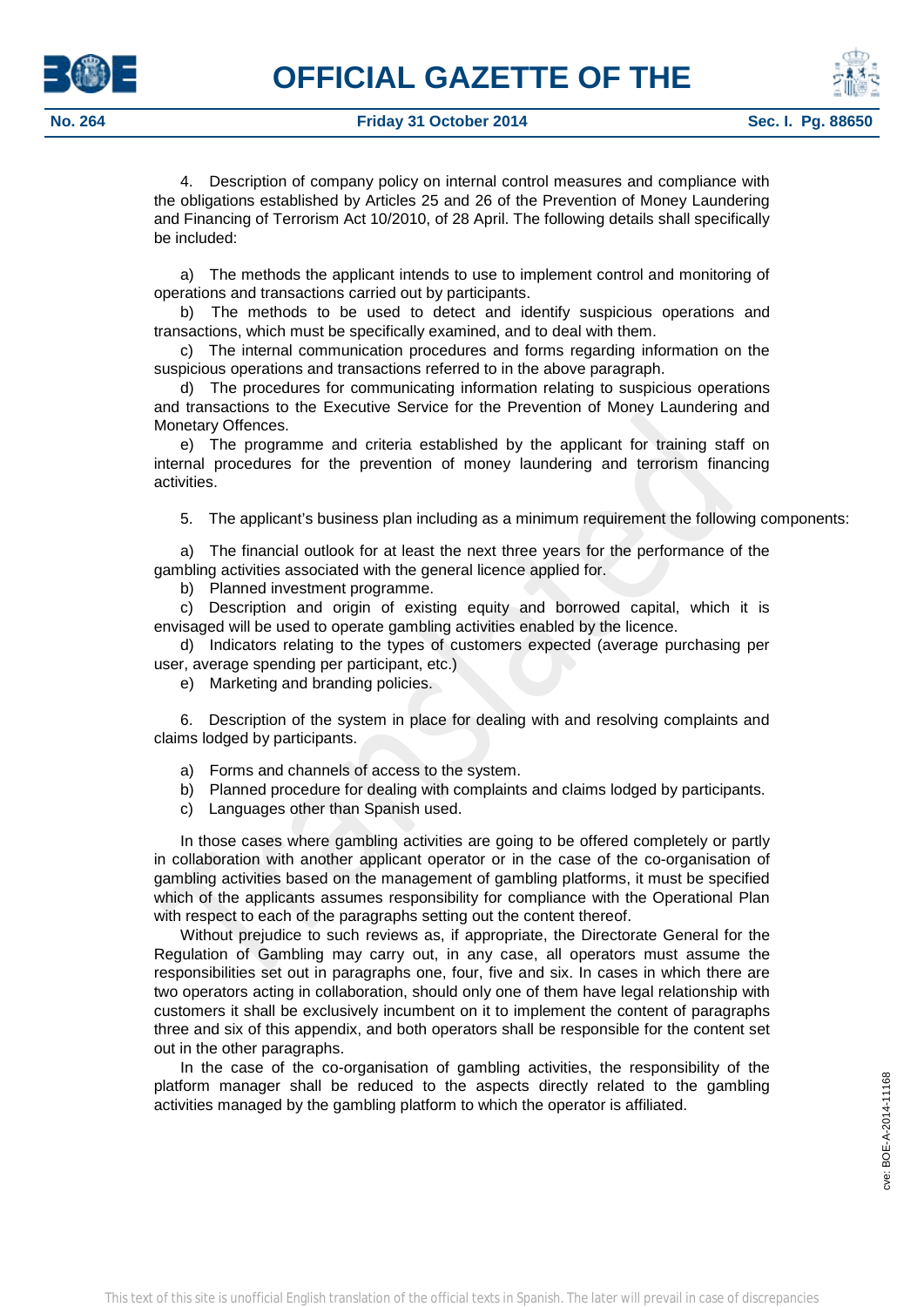4. Description of company policy on internal control measures and compliance with the obligations established by Articles 25 and 26 of the Prevention of Money Laundering and Financing of Terrorism Act 10/2010, of 28 April. The following details shall specifically be included:

a) The methods the applicant intends to use to implement control and monitoring of operations and transactions carried out by participants.

b) The methods to be used to detect and identify suspicious operations and transactions, which must be specifically examined, and to deal with them.

c) The internal communication procedures and forms regarding information on the suspicious operations and transactions referred to in the above paragraph.

d) The procedures for communicating information relating to suspicious operations and transactions to the Executive Service for the Prevention of Money Laundering and Monetary Offences.

e) The programme and criteria established by the applicant for training staff on internal procedures for the prevention of money laundering and terrorism financing activities.

5. The applicant's business plan including as a minimum requirement the following components:

a) The financial outlook for at least the next three years for the performance of the gambling activities associated with the general licence applied for.

b) Planned investment programme.

c) Description and origin of existing equity and borrowed capital, which it is envisaged will be used to operate gambling activities enabled by the licence.

d) Indicators relating to the types of customers expected (average purchasing per user, average spending per participant, etc.)

e) Marketing and branding policies.

6. Description of the system in place for dealing with and resolving complaints and claims lodged by participants.

a) Forms and channels of access to the system.

b) Planned procedure for dealing with complaints and claims lodged by participants.

c) Languages other than Spanish used.

In those cases where gambling activities are going to be offered completely or partly in collaboration with another applicant operator or in the case of the co-organisation of gambling activities based on the management of gambling platforms, it must be specified which of the applicants assumes responsibility for compliance with the Operational Plan with respect to each of the paragraphs setting out the content thereof.

Without prejudice to such reviews as, if appropriate, the Directorate General for the Regulation of Gambling may carry out, in any case, all operators must assume the responsibilities set out in paragraphs one, four, five and six. In cases in which there are two operators acting in collaboration, should only one of them have legal relationship with customers it shall be exclusively incumbent on it to implement the content of paragraphs three and six of this appendix, and both operators shall be responsible for the content set out in the other paragraphs.

In the case of the co-organisation of gambling activities, the responsibility of the platform manager shall be reduced to the aspects directly related to the gambling activities managed by the gambling platform to which the operator is affiliated.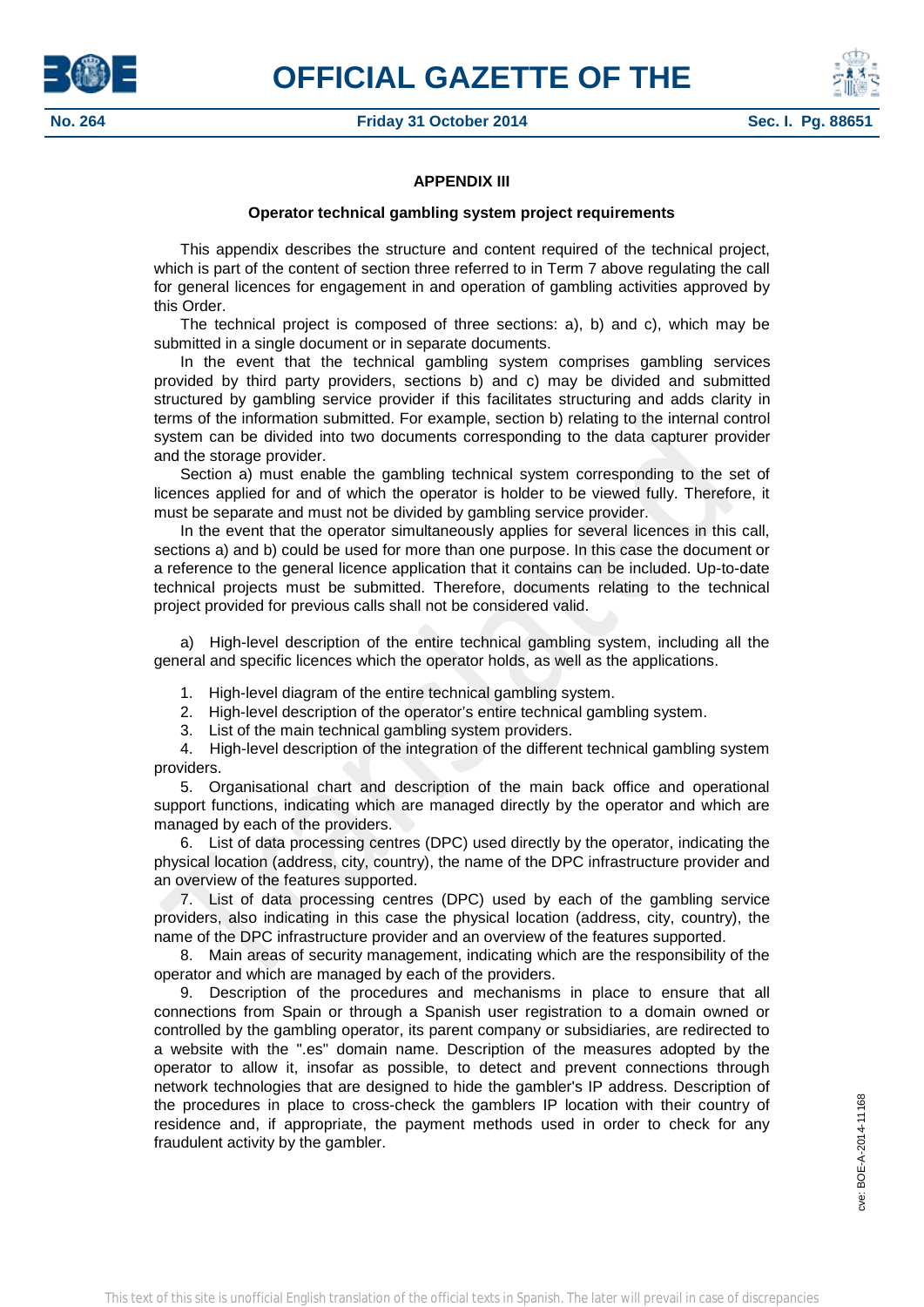## APPENDIX III

### Operator technical gambling system project requirements

This appendix describes the structure and content required of the technical project, which is part of the content of section three referred to in Term 7 above regulating the call for general licences for engagement in and operation of gambling activities approved by this Order.

The technical project is composed of three sections: a), b) and c), which may be submitted in a single document or in separate documents.

In the event that the technical gambling system comprises gambling services provided by third party providers, sections b) and c) may be divided and submitted structured by gambling service provider if this facilitates structuring and adds clarity in terms of the information submitted. For example, section b) relating to the internal control system can be divided into two documents corresponding to the data capturer provider and the storage provider.

Section a) must enable the gambling technical system corresponding to the set of licences applied for and of which the operator is holder to be viewed fully. Therefore, it must be separate and must not be divided by gambling service provider.

In the event that the operator simultaneously applies for several licences in this call, sections a) and b) could be used for more than one purpose. In this case the document or a reference to the general licence application that it contains can be included. Up-to-date technical projects must be submitted. Therefore, documents relating to the technical project provided for previous calls shall not be considered valid.

a) High-level description of the entire technical gambling system, including all the general and specific licences which the operator holds, as well as the applications.

1. High-level diagram of the entire technical gambling system.
2. High-level description of the operator's entire technical gambling system.
3. List of the main technical gambling system providers.
4. High-level description of the integration of the different technical gambling system providers.
5. Organisational chart and description of the main back office and operational support functions, indicating which are managed directly by the operator and which are managed by each of the providers.
6. List of data processing centres (DPC) used directly by the operator, indicating the physical location (address, city, country), the name of the DPC infrastructure provider and an overview of the features supported.
7. List of data processing centres (DPC) used by each of the gambling service providers, also indicating in this case the physical location (address, city, country), the name of the DPC infrastructure provider and an overview of the features supported.
8. Main areas of security management, indicating which are the responsibility of the operator and which are managed by each of the providers.
9. Description of the procedures and mechanisms in place to ensure that all connections from Spain or through a Spanish user registration to a domain owned or controlled by the gambling operator, its parent company or subsidiaries, are redirected to a website with the ".es" domain name. Description of the measures adopted by the operator to allow it, insofar as possible, to detect and prevent connections through network technologies that are designed to hide the gambler's IP address. Description of the procedures in place to cross-check the gamblers IP location with their country of residence and, if appropriate, the payment methods used in order to check for any fraudulent activity by the gambler.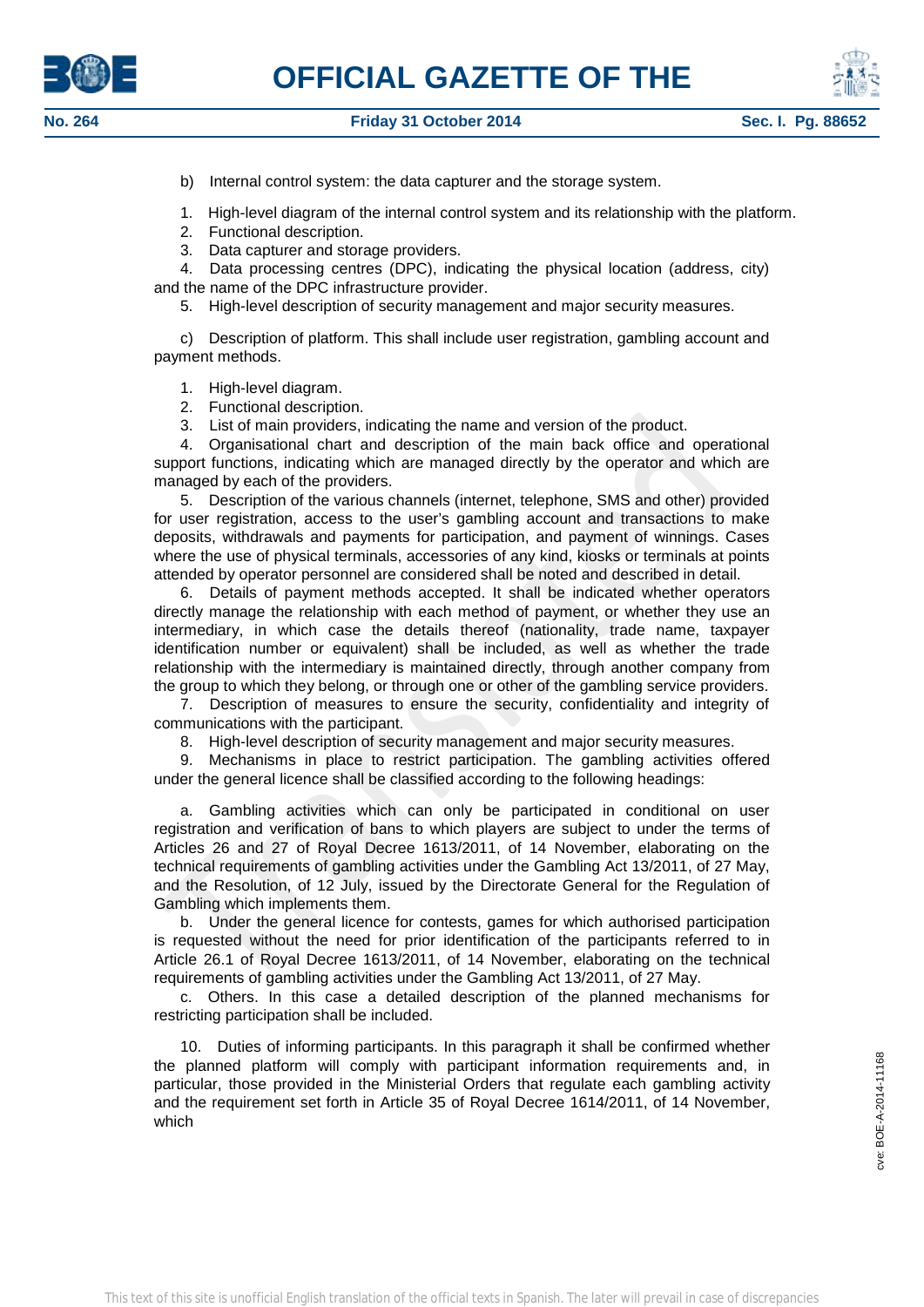b) Internal control system: the data capturer and the storage system.

1. High-level diagram of the internal control system and its relationship with the platform.
2. Functional description.
3. Data capturer and storage providers.
4. Data processing centres (DPC), indicating the physical location (address, city) and the name of the DPC infrastructure provider.
5. High-level description of security management and major security measures.

c) Description of platform. This shall include user registration, gambling account and payment methods.

1. High-level diagram.
2. Functional description.
3. List of main providers, indicating the name and version of the product.
4. Organisational chart and description of the main back office and operational support functions, indicating which are managed directly by the operator and which are managed by each of the providers.
5. Description of the various channels (internet, telephone, SMS and other) provided for user registration, access to the user's gambling account and transactions to make deposits, withdrawals and payments for participation, and payment of winnings. Cases where the use of physical terminals, accessories of any kind, kiosks or terminals at points attended by operator personnel are considered shall be noted and described in detail.
6. Details of payment methods accepted. It shall be indicated whether operators directly manage the relationship with each method of payment, or whether they use an intermediary, in which case the details thereof (nationality, trade name, taxpayer identification number or equivalent) shall be included, as well as whether the trade relationship with the intermediary is maintained directly, through another company from the group to which they belong, or through one or other of the gambling service providers.
7. Description of measures to ensure the security, confidentiality and integrity of communications with the participant.
8. High-level description of security management and major security measures.
9. Mechanisms in place to restrict participation. The gambling activities offered under the general licence shall be classified according to the following headings:

a. Gambling activities which can only be participated in conditional on user registration and verification of bans to which players are subject to under the terms of Articles 26 and 27 of Royal Decree 1613/2011, of 14 November, elaborating on the technical requirements of gambling activities under the Gambling Act 13/2011, of 27 May, and the Resolution, of 12 July, issued by the Directorate General for the Regulation of Gambling which implements them.

b. Under the general licence for contests, games for which authorised participation is requested without the need for prior identification of the participants referred to in Article 26.1 of Royal Decree 1613/2011, of 14 November, elaborating on the technical requirements of gambling activities under the Gambling Act 13/2011, of 27 May.

c. Others. In this case a detailed description of the planned mechanisms for restricting participation shall be included.

10. Duties of informing participants. In this paragraph it shall be confirmed whether the planned platform will comply with participant information requirements and, in particular, those provided in the Ministerial Orders that regulate each gambling activity and the requirement set forth in Article 35 of Royal Decree 1614/2011, of 14 November, which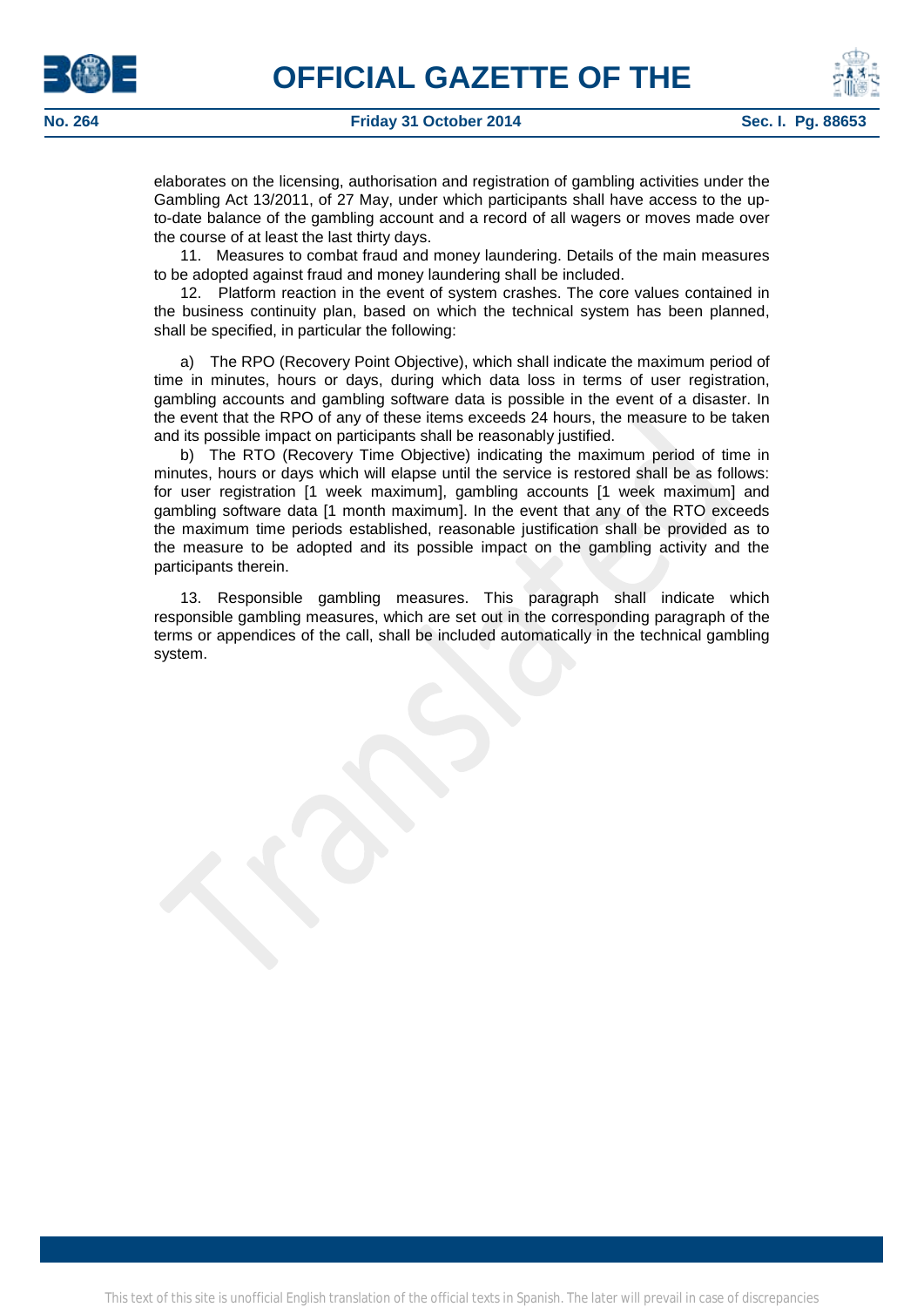elaborates on the licensing, authorisation and registration of gambling activities under the Gambling Act 13/2011, of 27 May, under which participants shall have access to the up-to-date balance of the gambling account and a record of all wagers or moves made over the course of at least the last thirty days.

11. Measures to combat fraud and money laundering. Details of the main measures to be adopted against fraud and money laundering shall be included.

12. Platform reaction in the event of system crashes. The core values contained in the business continuity plan, based on which the technical system has been planned, shall be specified, in particular the following:

a) The RPO (Recovery Point Objective), which shall indicate the maximum period of time in minutes, hours or days, during which data loss in terms of user registration, gambling accounts and gambling software data is possible in the event of a disaster. In the event that the RPO of any of these items exceeds 24 hours, the measure to be taken and its possible impact on participants shall be reasonably justified.

b) The RTO (Recovery Time Objective) indicating the maximum period of time in minutes, hours or days which will elapse until the service is restored shall be as follows: for user registration [1 week maximum], gambling accounts [1 week maximum] and gambling software data [1 month maximum]. In the event that any of the RTO exceeds the maximum time periods established, reasonable justification shall be provided as to the measure to be adopted and its possible impact on the gambling activity and the participants therein.

13. Responsible gambling measures. This paragraph shall indicate which responsible gambling measures, which are set out in the corresponding paragraph of the terms or appendices of the call, shall be included automatically in the technical gambling system.